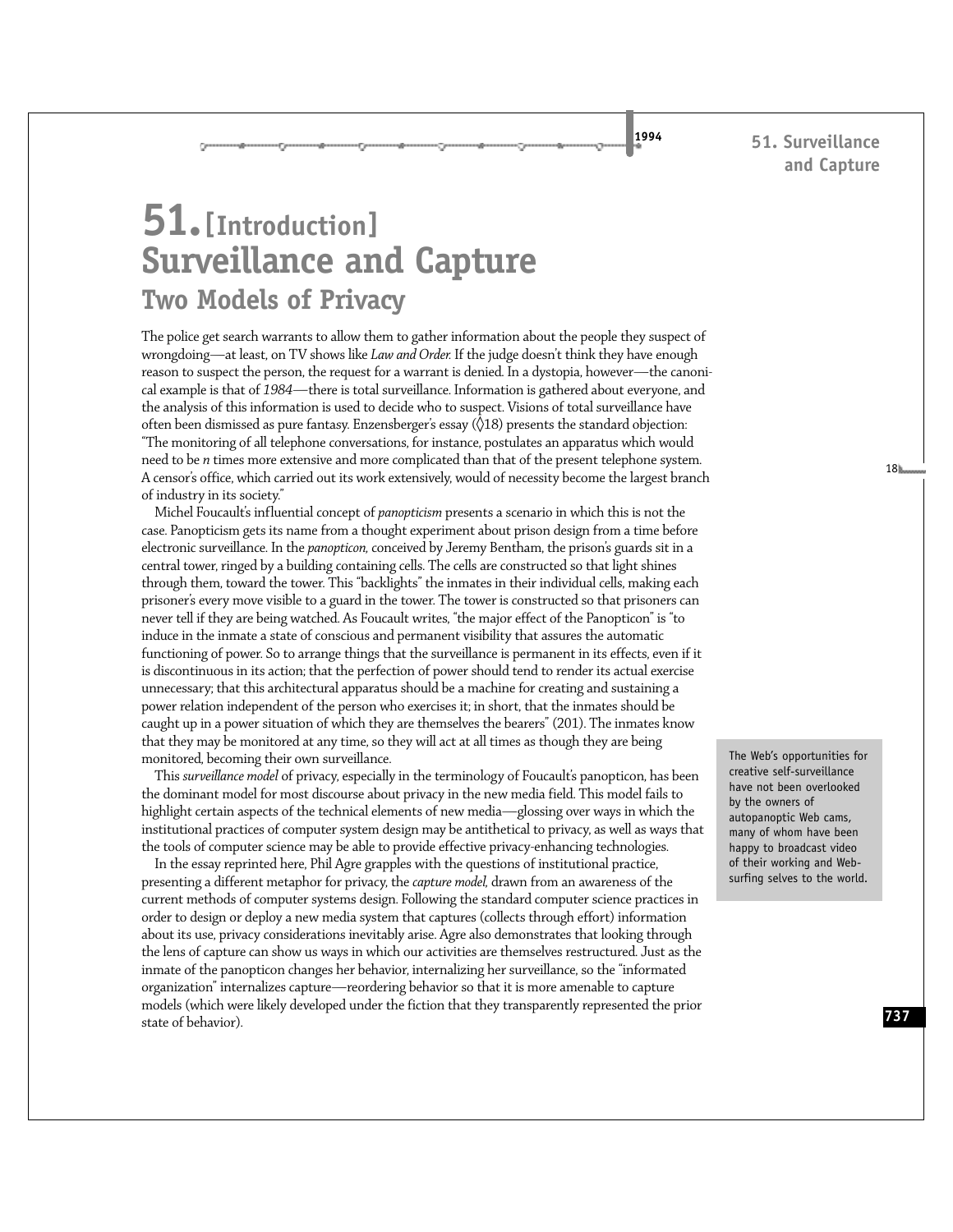# 51. [Introduction] Surveillance and Capture

## Two Models of Privacy

The police get search warrants to allow them to gather information about the people they suspect of wrongdoing—at least, on TV shows like *Law and Order.* If the judge doesn't think they have enough reason to suspect the person, the request for a warrant is denied. In a dystopia, however—the canonical example is that of *1984*—there is total surveillance. Information is gathered about everyone, and the analysis of this information is used to decide who to suspect. Visions of total surveillance have often been dismissed as pure fantasy. Enzensberger's essay (◊18) presents the standard objection: "The monitoring of all telephone conversations, for instance, postulates an apparatus which would need to be *n* times more extensive and more complicated than that of the present telephone system. A censor's office, which carried out its work extensively, would of necessity become the largest branch of industry in its society."

Michel Foucault's influential concept of *panopticism* presents a scenario in which this is not the case. Panopticism gets its name from a thought experiment about prison design from a time before electronic surveillance. In the *panopticon,* conceived by Jeremy Bentham, the prison's guards sit in a central tower, ringed by a building containing cells. The cells are constructed so that light shines through them, toward the tower. This "backlights" the inmates in their individual cells, making each prisoner's every move visible to a guard in the tower. The tower is constructed so that prisoners can never tell if they are being watched. As Foucault writes, "the major effect of the Panopticon" is "to induce in the inmate a state of conscious and permanent visibility that assures the automatic functioning of power. So to arrange things that the surveillance is permanent in its effects, even if it is discontinuous in its action; that the perfection of power should tend to render its actual exercise unnecessary; that this architectural apparatus should be a machine for creating and sustaining a power relation independent of the person who exercises it; in short, that the inmates should be caught up in a power situation of which they are themselves the bearers" (201). The inmates know that they may be monitored at any time, so they will act at all times as though they are being monitored, becoming their own surveillance.

This *surveillance model* of privacy, especially in the terminology of Foucault's panopticon, has been the dominant model for most discourse about privacy in the new media field. This model fails to highlight certain aspects of the technical elements of new media—glossing over ways in which the institutional practices of computer system design may be antithetical to privacy, as well as ways that the tools of computer science may be able to provide effective privacy-enhancing technologies.

In the essay reprinted here, Phil Agre grapples with the questions of institutional practice, presenting a different metaphor for privacy, the *capture model,* drawn from an awareness of the current methods of computer systems design. Following the standard computer science practices in order to design or deploy a new media system that captures (collects through effort) information about its use, privacy considerations inevitably arise. Agre also demonstrates that looking through the lens of capture can show us ways in which our activities are themselves restructured. Just as the inmate of the panopticon changes her behavior, internalizing her surveillance, so the "informated organization" internalizes capture—reordering behavior so that it is more amenable to capture models (which were likely developed under the fiction that they transparently represented the prior state of behavior).

> The Web's opportunities for creative self-surveillance have not been overlooked by the owners of autopanoptic Web cams, many of whom have been happy to broadcast video of their working and Web-surfing selves to the world.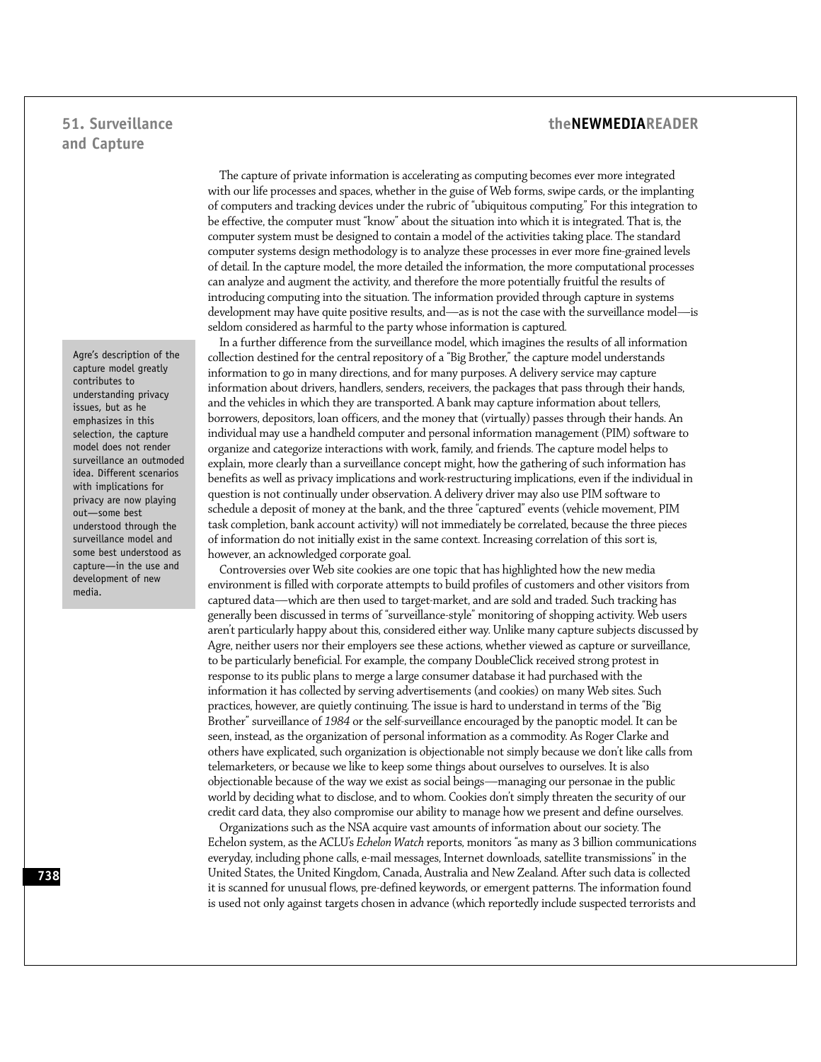The capture of private information is accelerating as computing becomes ever more integrated with our life processes and spaces, whether in the guise of Web forms, swipe cards, or the implanting of computers and tracking devices under the rubric of "ubiquitous computing." For this integration to be effective, the computer must "know" about the situation into which it is integrated. That is, the computer system must be designed to contain a model of the activities taking place. The standard computer systems design methodology is to analyze these processes in ever more fine-grained levels of detail. In the capture model, the more detailed the information, the more computational processes can analyze and augment the activity, and therefore the more potentially fruitful the results of introducing computing into the situation. The information provided through capture in systems development may have quite positive results, and—as is not the case with the surveillance model—is seldom considered as harmful to the party whose information is captured.

In a further difference from the surveillance model, which imagines the results of all information collection destined for the central repository of a "Big Brother," the capture model understands information to go in many directions, and for many purposes. A delivery service may capture information about drivers, handlers, senders, receivers, the packages that pass through their hands, and the vehicles in which they are transported. A bank may capture information about tellers, borrowers, depositors, loan officers, and the money that (virtually) passes through their hands. An individual may use a handheld computer and personal information management (PIM) software to organize and categorize interactions with work, family, and friends. The capture model helps to explain, more clearly than a surveillance concept might, how the gathering of such information has benefits as well as privacy implications and work-restructuring implications, even if the individual in question is not continually under observation. A delivery driver may also use PIM software to schedule a deposit of money at the bank, and the three "captured" events (vehicle movement, PIM task completion, bank account activity) will not immediately be correlated, because the three pieces of information do not initially exist in the same context. Increasing correlation of this sort is, however, an acknowledged corporate goal.

> Agre's description of the capture model greatly contributes to understanding privacy issues, but as he emphasizes in this selection, the capture model does not render surveillance an outmoded idea. Different scenarios with implications for privacy are now playing out—some best understood through the surveillance model and some best understood as capture—in the use and development of new media.

Controversies over Web site cookies are one topic that has highlighted how the new media environment is filled with corporate attempts to build profiles of customers and other visitors from captured data—which are then used to target-market, and are sold and traded. Such tracking has generally been discussed in terms of "surveillance-style" monitoring of shopping activity. Web users aren't particularly happy about this, considered either way. Unlike many capture subjects discussed by Agre, neither users nor their employers see these actions, whether viewed as capture or surveillance, to be particularly beneficial. For example, the company DoubleClick received strong protest in response to its public plans to merge a large consumer database it had purchased with the information it has collected by serving advertisements (and cookies) on many Web sites. Such practices, however, are quietly continuing. The issue is hard to understand in terms of the "Big Brother" surveillance of *1984* or the self-surveillance encouraged by the panoptic model. It can be seen, instead, as the organization of personal information as a commodity. As Roger Clarke and others have explicated, such organization is objectionable not simply because we don't like calls from telemarketers, or because we like to keep some things about ourselves to ourselves. It is also objectionable because of the way we exist as social beings—managing our personae in the public world by deciding what to disclose, and to whom. Cookies don't simply threaten the security of our credit card data, they also compromise our ability to manage how we present and define ourselves.

Organizations such as the NSA acquire vast amounts of information about our society. The Echelon system, as the ACLU's *Echelon Watch* reports, monitors "as many as 3 billion communications everyday, including phone calls, e-mail messages, Internet downloads, satellite transmissions" in the United States, the United Kingdom, Canada, Australia and New Zealand. After such data is collected it is scanned for unusual flows, pre-defined keywords, or emergent patterns. The information found is used not only against targets chosen in advance (which reportedly include suspected terrorists and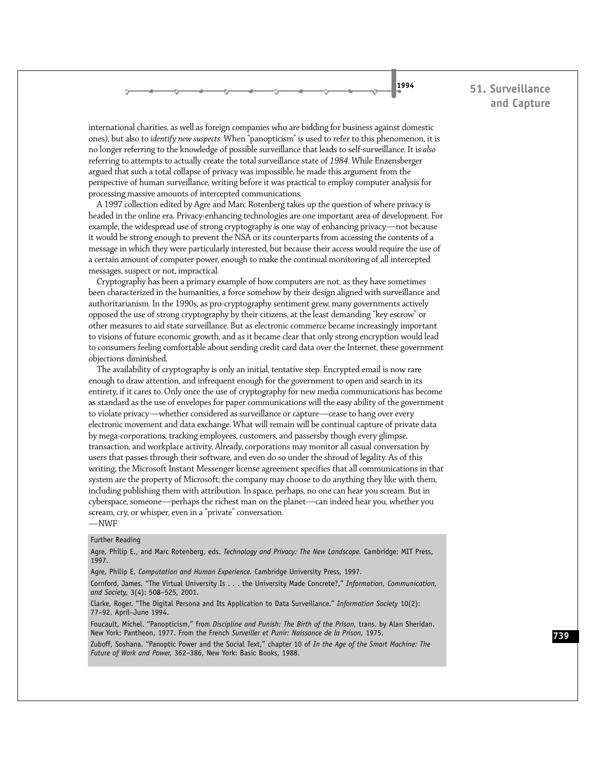international charities, as well as foreign companies who are bidding for business against domestic ones), but also to *identify new suspects*. When "panopticism" is used to refer to this phenomenon, it is no longer referring to the knowledge of possible surveillance that leads to self-surveillance. It is *also* referring to attempts to actually create the total surveillance state of *1984*. While Enzensberger argued that such a total collapse of privacy was impossible, he made this argument from the perspective of human surveillance, writing before it was practical to employ computer analysis for processing massive amounts of intercepted communications.

A 1997 collection edited by Agre and Marc Rotenberg takes up the question of where privacy is headed in the online era. Privacy-enhancing technologies are one important area of development. For example, the widespread use of strong cryptography is one way of enhancing privacy—not because it would be strong enough to prevent the NSA or its counterparts from accessing the contents of a message in which they were particularly interested, but because their access would require the use of a certain amount of computer power, enough to make the continual monitoring of all intercepted messages, suspect or not, impractical.

Cryptography has been a primary example of how computers are not, as they have sometimes been characterized in the humanities, a force somehow by their design aligned with surveillance and authoritarianism. In the 1990s, as pro-cryptography sentiment grew, many governments actively opposed the use of strong cryptography by their citizens, at the least demanding "key escrow" or other measures to aid state surveillance. But as electronic commerce became increasingly important to visions of future economic growth, and as it became clear that only strong encryption would lead to consumers feeling comfortable about sending credit card data over the Internet, these government objections diminished.

The availability of cryptography is only an initial, tentative step. Encrypted email is now rare enough to draw attention, and infrequent enough for the government to open and search in its entirety, if it cares to. Only once the use of cryptography for new media communications has become as standard as the use of envelopes for paper communications will the easy ability of the government to violate privacy—whether considered as surveillance or capture—cease to hang over every electronic movement and data exchange. What will remain will be continual capture of private data by mega-corporations, tracking employees, customers, and passersby though every glimpse, transaction, and workplace activity. Already, corporations may monitor all casual conversation by users that passes through their software, and even do so under the shroud of legality. As of this writing, the Microsoft Instant Messenger license agreement specifies that all communications in that system are the property of Microsoft; the company may choose to do anything they like with them, including publishing them with attribution. In space, perhaps, no one can hear you scream. But in cyberspace, someone—perhaps the richest man on the planet—can indeed hear you, whether you scream, cry, or whisper, even in a "private" conversation.

—NWF

Further Reading

Agre, Philip E., and Marc Rotenberg, eds. *Technology and Privacy: The New Landscape.* Cambridge: MIT Press, 1997.

Agre, Philip E. *Computation and Human Experience.* Cambridge University Press, 1997.

Cornford, James. "The Virtual University Is . . . the University Made Concrete?," *Information, Communication, and Society,* 3(4): 508–525, 2001.

Clarke, Roger. "The Digital Persona and Its Application to Data Surveillance." *Information Society* 10(2): 77–92. April–June 1994.

Foucault, Michel. "Panopticism," from *Discipline and Punish: The Birth of the Prison,* trans. by Alan Sheridan. New York: Pantheon, 1977. From the French *Surveiller et Punir: Naissance de la Prison,* 1975.

Zuboff, Soshana. "Panoptic Power and the Social Text," chapter 10 of *In the Age of the Smart Machine: The Future of Work and Power,* 362–386, New York: Basic Books, 1988.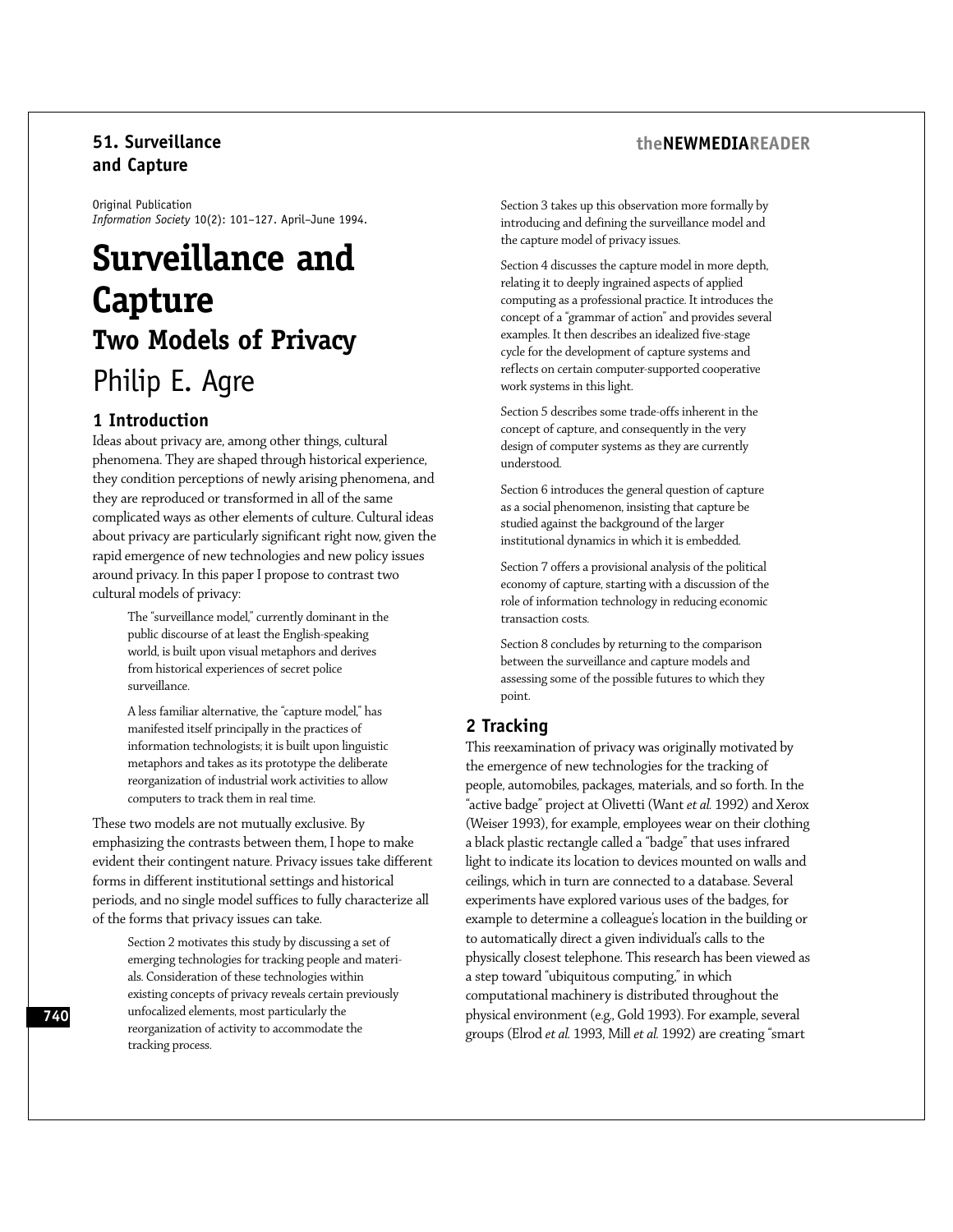## 51. Surveillance and Capture

Original Publication
*Information Society* 10(2): 101–127. April–June 1994.

# Surveillance and Capture

## Two Models of Privacy

Philip E. Agre

### 1 Introduction

Ideas about privacy are, among other things, cultural phenomena. They are shaped through historical experience, they condition perceptions of newly arising phenomena, and they are reproduced or transformed in all of the same complicated ways as other elements of culture. Cultural ideas about privacy are particularly significant right now, given the rapid emergence of new technologies and new policy issues around privacy. In this paper I propose to contrast two cultural models of privacy:

> The "surveillance model," currently dominant in the public discourse of at least the English-speaking world, is built upon visual metaphors and derives from historical experiences of secret police surveillance.
>
> A less familiar alternative, the "capture model," has manifested itself principally in the practices of information technologists; it is built upon linguistic metaphors and takes as its prototype the deliberate reorganization of industrial work activities to allow computers to track them in real time.

These two models are not mutually exclusive. By emphasizing the contrasts between them, I hope to make evident their contingent nature. Privacy issues take different forms in different institutional settings and historical periods, and no single model suffices to fully characterize all of the forms that privacy issues can take.

> Section 2 motivates this study by discussing a set of emerging technologies for tracking people and materials. Consideration of these technologies within existing concepts of privacy reveals certain previously unfocalized elements, most particularly the reorganization of activity to accommodate the tracking process.
>
> Section 3 takes up this observation more formally by introducing and defining the surveillance model and the capture model of privacy issues.
>
> Section 4 discusses the capture model in more depth, relating it to deeply ingrained aspects of applied computing as a professional practice. It introduces the concept of a "grammar of action" and provides several examples. It then describes an idealized five-stage cycle for the development of capture systems and reflects on certain computer-supported cooperative work systems in this light.
>
> Section 5 describes some trade-offs inherent in the concept of capture, and consequently in the very design of computer systems as they are currently understood.
>
> Section 6 introduces the general question of capture as a social phenomenon, insisting that capture be studied against the background of the larger institutional dynamics in which it is embedded.
>
> Section 7 offers a provisional analysis of the political economy of capture, starting with a discussion of the role of information technology in reducing economic transaction costs.
>
> Section 8 concludes by returning to the comparison between the surveillance and capture models and assessing some of the possible futures to which they point.

### 2 Tracking

This reexamination of privacy was originally motivated by the emergence of new technologies for the tracking of people, automobiles, packages, materials, and so forth. In the "active badge" project at Olivetti (Want *et al.* 1992) and Xerox (Weiser 1993), for example, employees wear on their clothing a black plastic rectangle called a "badge" that uses infrared light to indicate its location to devices mounted on walls and ceilings, which in turn are connected to a database. Several experiments have explored various uses of the badges, for example to determine a colleague's location in the building or to automatically direct a given individual's calls to the physically closest telephone. This research has been viewed as a step toward "ubiquitous computing," in which computational machinery is distributed throughout the physical environment (e.g., Gold 1993). For example, several groups (Elrod *et al.* 1993, Mill *et al.* 1992) are creating "smart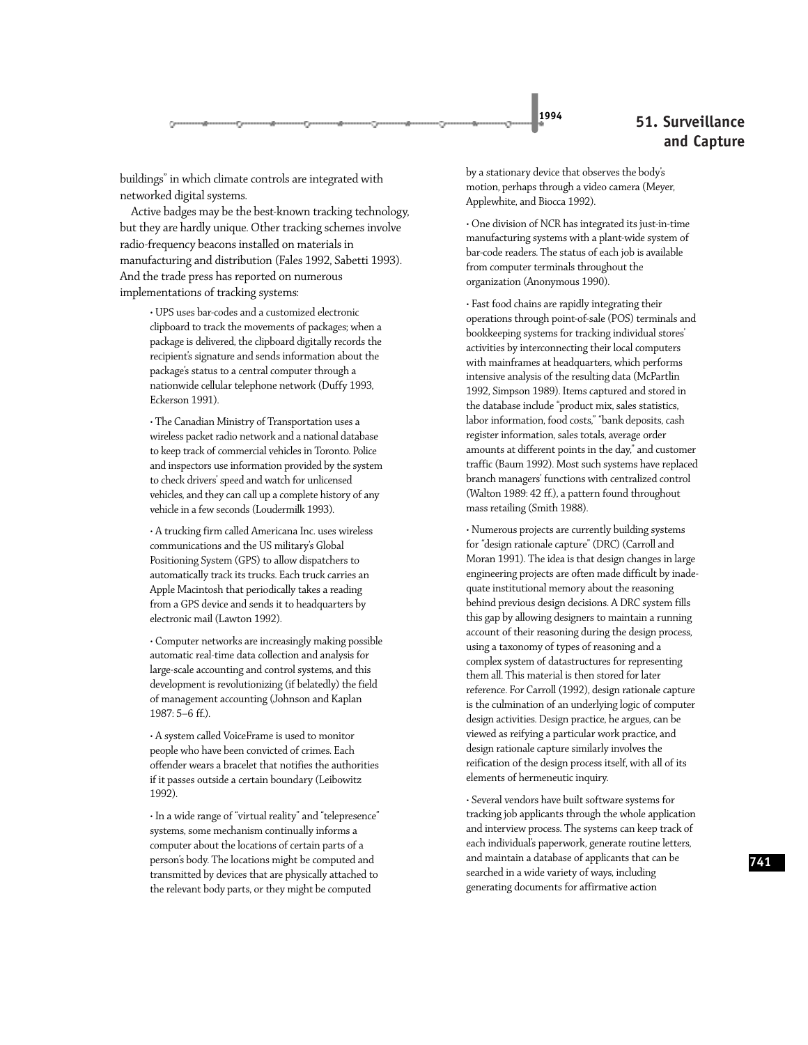buildings" in which climate controls are integrated with networked digital systems.

Active badges may be the best-known tracking technology, but they are hardly unique. Other tracking schemes involve radio-frequency beacons installed on materials in manufacturing and distribution (Fales 1992, Sabetti 1993). And the trade press has reported on numerous implementations of tracking systems:

- UPS uses bar-codes and a customized electronic clipboard to track the movements of packages; when a package is delivered, the clipboard digitally records the recipient's signature and sends information about the package's status to a central computer through a nationwide cellular telephone network (Duffy 1993, Eckerson 1991).

- The Canadian Ministry of Transportation uses a wireless packet radio network and a national database to keep track of commercial vehicles in Toronto. Police and inspectors use information provided by the system to check drivers' speed and watch for unlicensed vehicles, and they can call up a complete history of any vehicle in a few seconds (Loudermilk 1993).

- A trucking firm called Americana Inc. uses wireless communications and the US military's Global Positioning System (GPS) to allow dispatchers to automatically track its trucks. Each truck carries an Apple Macintosh that periodically takes a reading from a GPS device and sends it to headquarters by electronic mail (Lawton 1992).

- Computer networks are increasingly making possible automatic real-time data collection and analysis for large-scale accounting and control systems, and this development is revolutionizing (if belatedly) the field of management accounting (Johnson and Kaplan 1987: 5–6 ff.).

- A system called VoiceFrame is used to monitor people who have been convicted of crimes. Each offender wears a bracelet that notifies the authorities if it passes outside a certain boundary (Leibowitz 1992).

- In a wide range of "virtual reality" and "telepresence" systems, some mechanism continually informs a computer about the locations of certain parts of a person's body. The locations might be computed and transmitted by devices that are physically attached to the relevant body parts, or they might be computed by a stationary device that observes the body's motion, perhaps through a video camera (Meyer, Applewhite, and Biocca 1992).

- One division of NCR has integrated its just-in-time manufacturing systems with a plant-wide system of bar-code readers. The status of each job is available from computer terminals throughout the organization (Anonymous 1990).

- Fast food chains are rapidly integrating their operations through point-of-sale (POS) terminals and bookkeeping systems for tracking individual stores' activities by interconnecting their local computers with mainframes at headquarters, which performs intensive analysis of the resulting data (McPartlin 1992, Simpson 1989). Items captured and stored in the database include "product mix, sales statistics, labor information, food costs," "bank deposits, cash register information, sales totals, average order amounts at different points in the day," and customer traffic (Baum 1992). Most such systems have replaced branch managers' functions with centralized control (Walton 1989: 42 ff.), a pattern found throughout mass retailing (Smith 1988).

- Numerous projects are currently building systems for "design rationale capture" (DRC) (Carroll and Moran 1991). The idea is that design changes in large engineering projects are often made difficult by inadequate institutional memory about the reasoning behind previous design decisions. A DRC system fills this gap by allowing designers to maintain a running account of their reasoning during the design process, using a taxonomy of types of reasoning and a complex system of datastructures for representing them all. This material is then stored for later reference. For Carroll (1992), design rationale capture is the culmination of an underlying logic of computer design activities. Design practice, he argues, can be viewed as reifying a particular work practice, and design rationale capture similarly involves the reification of the design process itself, with all of its elements of hermeneutic inquiry.

- Several vendors have built software systems for tracking job applicants through the whole application and interview process. The systems can keep track of each individual's paperwork, generate routine letters, and maintain a database of applicants that can be searched in a wide variety of ways, including generating documents for affirmative action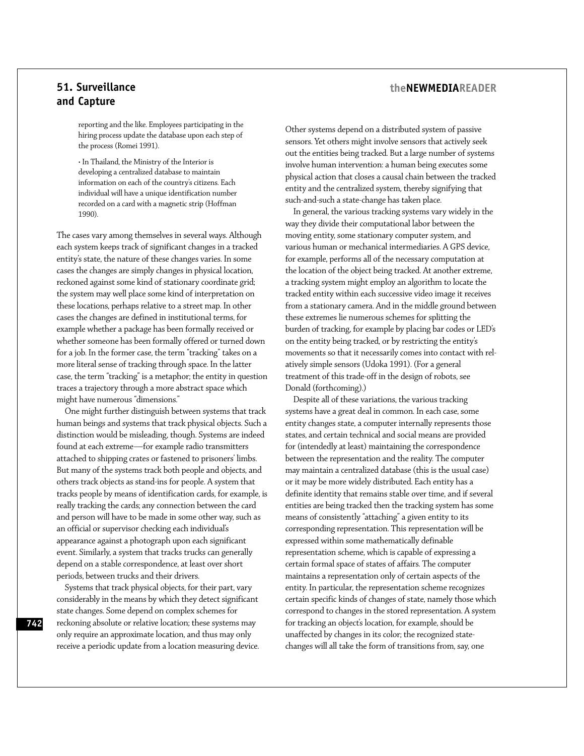reporting and the like. Employees participating in the hiring process update the database upon each step of the process (Romei 1991).

- In Thailand, the Ministry of the Interior is developing a centralized database to maintain information on each of the country's citizens. Each individual will have a unique identification number recorded on a card with a magnetic strip (Hoffman 1990).

The cases vary among themselves in several ways. Although each system keeps track of significant changes in a tracked entity's state, the nature of these changes varies. In some cases the changes are simply changes in physical location, reckoned against some kind of stationary coordinate grid; the system may well place some kind of interpretation on these locations, perhaps relative to a street map. In other cases the changes are defined in institutional terms, for example whether a package has been formally received or whether someone has been formally offered or turned down for a job. In the former case, the term "tracking" takes on a more literal sense of tracking through space. In the latter case, the term "tracking" is a metaphor; the entity in question traces a trajectory through a more abstract space which might have numerous "dimensions."

One might further distinguish between systems that track human beings and systems that track physical objects. Such a distinction would be misleading, though. Systems are indeed found at each extreme—for example radio transmitters attached to shipping crates or fastened to prisoners' limbs. But many of the systems track both people and objects, and others track objects as stand-ins for people. A system that tracks people by means of identification cards, for example, is really tracking the cards; any connection between the card and person will have to be made in some other way, such as an official or supervisor checking each individual's appearance against a photograph upon each significant event. Similarly, a system that tracks trucks can generally depend on a stable correspondence, at least over short periods, between trucks and their drivers.

Systems that track physical objects, for their part, vary considerably in the means by which they detect significant state changes. Some depend on complex schemes for reckoning absolute or relative location; these systems may only require an approximate location, and thus may only receive a periodic update from a location measuring device. Other systems depend on a distributed system of passive sensors. Yet others might involve sensors that actively seek out the entities being tracked. But a large number of systems involve human intervention: a human being executes some physical action that closes a causal chain between the tracked entity and the centralized system, thereby signifying that such-and-such a state-change has taken place.

In general, the various tracking systems vary widely in the way they divide their computational labor between the moving entity, some stationary computer system, and various human or mechanical intermediaries. A GPS device, for example, performs all of the necessary computation at the location of the object being tracked. At another extreme, a tracking system might employ an algorithm to locate the tracked entity within each successive video image it receives from a stationary camera. And in the middle ground between these extremes lie numerous schemes for splitting the burden of tracking, for example by placing bar codes or LED's on the entity being tracked, or by restricting the entity's movements so that it necessarily comes into contact with relatively simple sensors (Udoka 1991). (For a general treatment of this trade-off in the design of robots, see Donald (forthcoming).)

Despite all of these variations, the various tracking systems have a great deal in common. In each case, some entity changes state, a computer internally represents those states, and certain technical and social means are provided for (intendedly at least) maintaining the correspondence between the representation and the reality. The computer may maintain a centralized database (this is the usual case) or it may be more widely distributed. Each entity has a definite identity that remains stable over time, and if several entities are being tracked then the tracking system has some means of consistently "attaching" a given entity to its corresponding representation. This representation will be expressed within some mathematically definable representation scheme, which is capable of expressing a certain formal space of states of affairs. The computer maintains a representation only of certain aspects of the entity. In particular, the representation scheme recognizes certain specific kinds of changes of state, namely those which correspond to changes in the stored representation. A system for tracking an object's location, for example, should be unaffected by changes in its color; the recognized state-changes will all take the form of transitions from, say, one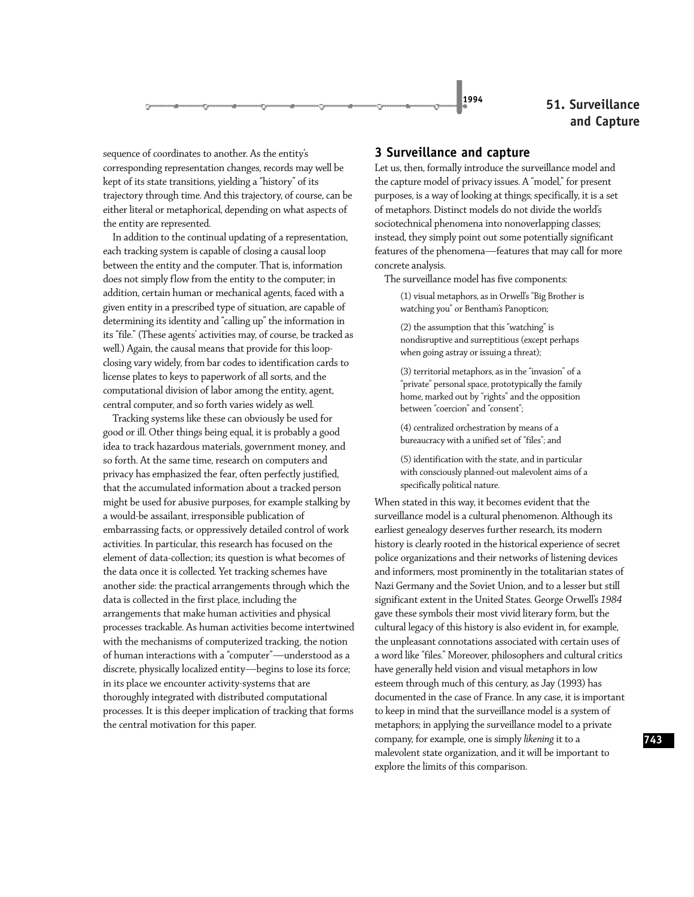sequence of coordinates to another. As the entity's corresponding representation changes, records may well be kept of its state transitions, yielding a "history" of its trajectory through time. And this trajectory, of course, can be either literal or metaphorical, depending on what aspects of the entity are represented.

In addition to the continual updating of a representation, each tracking system is capable of closing a causal loop between the entity and the computer. That is, information does not simply flow from the entity to the computer; in addition, certain human or mechanical agents, faced with a given entity in a prescribed type of situation, are capable of determining its identity and "calling up" the information in its "file." (These agents' activities may, of course, be tracked as well.) Again, the causal means that provide for this loop-closing vary widely, from bar codes to identification cards to license plates to keys to paperwork of all sorts, and the computational division of labor among the entity, agent, central computer, and so forth varies widely as well.

Tracking systems like these can obviously be used for good or ill. Other things being equal, it is probably a good idea to track hazardous materials, government money, and so forth. At the same time, research on computers and privacy has emphasized the fear, often perfectly justified, that the accumulated information about a tracked person might be used for abusive purposes, for example stalking by a would-be assailant, irresponsible publication of embarrassing facts, or oppressively detailed control of work activities. In particular, this research has focused on the element of data-collection; its question is what becomes of the data once it is collected. Yet tracking schemes have another side: the practical arrangements through which the data is collected in the first place, including the arrangements that make human activities and physical processes trackable. As human activities become intertwined with the mechanisms of computerized tracking, the notion of human interactions with a "computer"—understood as a discrete, physically localized entity—begins to lose its force; in its place we encounter activity-systems that are thoroughly integrated with distributed computational processes. It is this deeper implication of tracking that forms the central motivation for this paper.

## 3 Surveillance and capture

Let us, then, formally introduce the surveillance model and the capture model of privacy issues. A "model," for present purposes, is a way of looking at things; specifically, it is a set of metaphors. Distinct models do not divide the world's sociotechnical phenomena into nonoverlapping classes; instead, they simply point out some potentially significant features of the phenomena—features that may call for more concrete analysis.

The surveillance model has five components:

> (1) visual metaphors, as in Orwell's "Big Brother is watching you" or Bentham's Panopticon;
>
> (2) the assumption that this "watching" is nondisruptive and surreptitious (except perhaps when going astray or issuing a threat);
>
> (3) territorial metaphors, as in the "invasion" of a "private" personal space, prototypically the family home, marked out by "rights" and the opposition between "coercion" and "consent";
>
> (4) centralized orchestration by means of a bureaucracy with a unified set of "files"; and
>
> (5) identification with the state, and in particular with consciously planned-out malevolent aims of a specifically political nature.

When stated in this way, it becomes evident that the surveillance model is a cultural phenomenon. Although its earliest genealogy deserves further research, its modern history is clearly rooted in the historical experience of secret police organizations and their networks of listening devices and informers, most prominently in the totalitarian states of Nazi Germany and the Soviet Union, and to a lesser but still significant extent in the United States. George Orwell's *1984* gave these symbols their most vivid literary form, but the cultural legacy of this history is also evident in, for example, the unpleasant connotations associated with certain uses of a word like "files." Moreover, philosophers and cultural critics have generally held vision and visual metaphors in low esteem through much of this century, as Jay (1993) has documented in the case of France. In any case, it is important to keep in mind that the surveillance model is a system of metaphors; in applying the surveillance model to a private company, for example, one is simply *likening* it to a malevolent state organization, and it will be important to explore the limits of this comparison.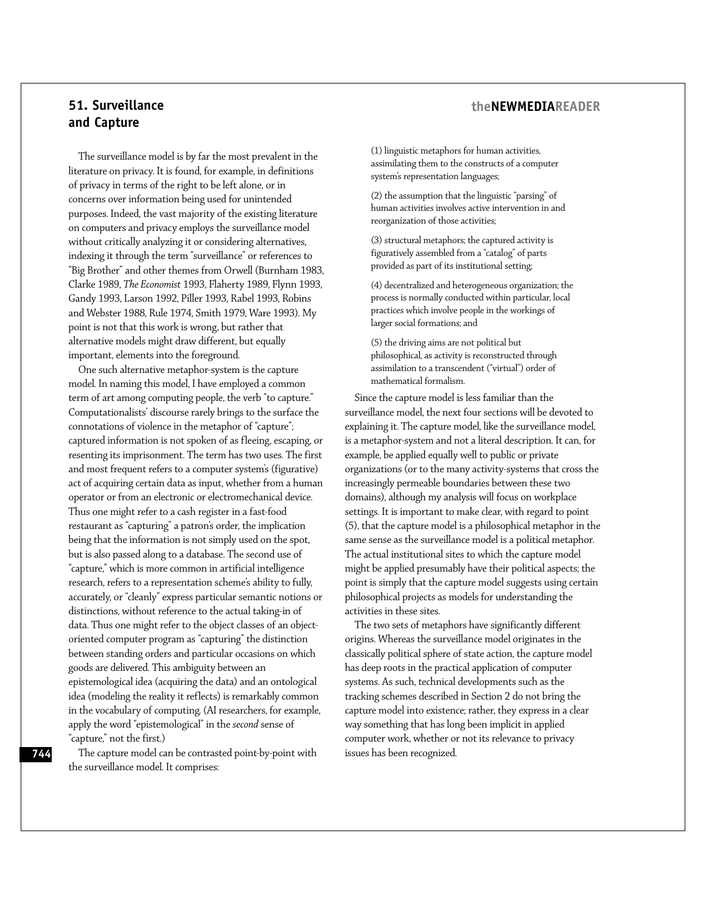The surveillance model is by far the most prevalent in the literature on privacy. It is found, for example, in definitions of privacy in terms of the right to be left alone, or in concerns over information being used for unintended purposes. Indeed, the vast majority of the existing literature on computers and privacy employs the surveillance model without critically analyzing it or considering alternatives, indexing it through the term "surveillance" or references to "Big Brother" and other themes from Orwell (Burnham 1983, Clarke 1989, *The Economist* 1993, Flaherty 1989, Flynn 1993, Gandy 1993, Larson 1992, Piller 1993, Rabel 1993, Robins and Webster 1988, Rule 1974, Smith 1979, Ware 1993). My point is not that this work is wrong, but rather that alternative models might draw different, but equally important, elements into the foreground.

One such alternative metaphor-system is the capture model. In naming this model, I have employed a common term of art among computing people, the verb "to capture." Computationalists' discourse rarely brings to the surface the connotations of violence in the metaphor of "capture"; captured information is not spoken of as fleeing, escaping, or resenting its imprisonment. The term has two uses. The first and most frequent refers to a computer system's (figurative) act of acquiring certain data as input, whether from a human operator or from an electronic or electromechanical device. Thus one might refer to a cash register in a fast-food restaurant as "capturing" a patron's order, the implication being that the information is not simply used on the spot, but is also passed along to a database. The second use of "capture," which is more common in artificial intelligence research, refers to a representation scheme's ability to fully, accurately, or "cleanly" express particular semantic notions or distinctions, without reference to the actual taking-in of data. Thus one might refer to the object classes of an object-oriented computer program as "capturing" the distinction between standing orders and particular occasions on which goods are delivered. This ambiguity between an epistemological idea (acquiring the data) and an ontological idea (modeling the reality it reflects) is remarkably common in the vocabulary of computing. (AI researchers, for example, apply the word "epistemological" in the *second* sense of "capture," not the first.)

The capture model can be contrasted point-by-point with the surveillance model. It comprises:

(1) linguistic metaphors for human activities, assimilating them to the constructs of a computer system's representation languages;

(2) the assumption that the linguistic "parsing" of human activities involves active intervention in and reorganization of those activities;

(3) structural metaphors; the captured activity is figuratively assembled from a "catalog" of parts provided as part of its institutional setting;

(4) decentralized and heterogeneous organization; the process is normally conducted within particular, local practices which involve people in the workings of larger social formations; and

(5) the driving aims are not political but philosophical, as activity is reconstructed through assimilation to a transcendent ("virtual") order of mathematical formalism.

Since the capture model is less familiar than the surveillance model, the next four sections will be devoted to explaining it. The capture model, like the surveillance model, is a metaphor-system and not a literal description. It can, for example, be applied equally well to public or private organizations (or to the many activity-systems that cross the increasingly permeable boundaries between these two domains), although my analysis will focus on workplace settings. It is important to make clear, with regard to point (5), that the capture model is a philosophical metaphor in the same sense as the surveillance model is a political metaphor. The actual institutional sites to which the capture model might be applied presumably have their political aspects; the point is simply that the capture model suggests using certain philosophical projects as models for understanding the activities in these sites.

The two sets of metaphors have significantly different origins. Whereas the surveillance model originates in the classically political sphere of state action, the capture model has deep roots in the practical application of computer systems. As such, technical developments such as the tracking schemes described in Section 2 do not bring the capture model into existence; rather, they express in a clear way something that has long been implicit in applied computer work, whether or not its relevance to privacy issues has been recognized.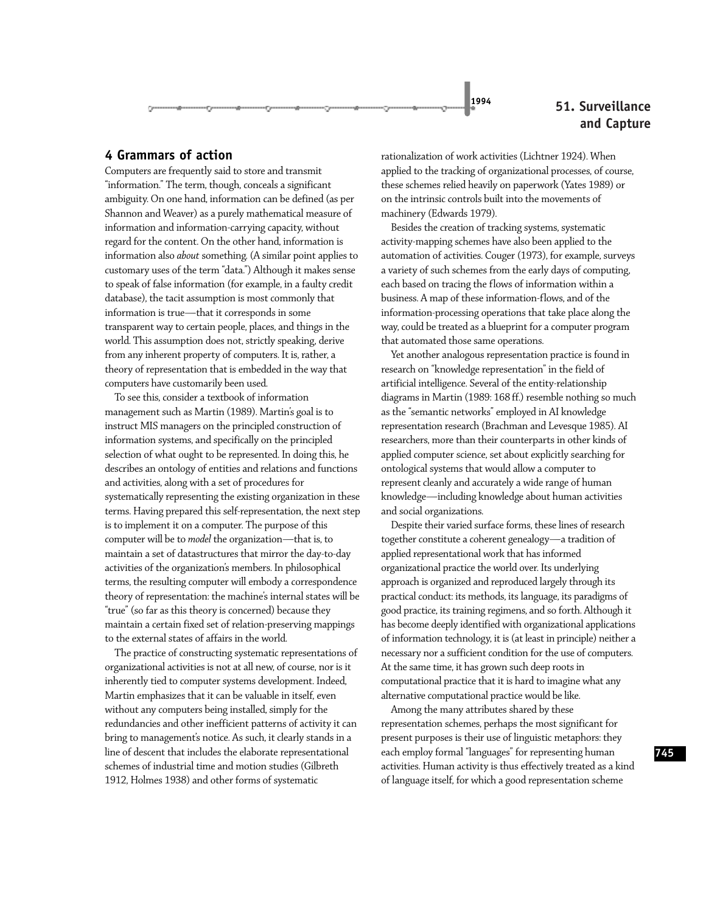## 4 Grammars of action

Computers are frequently said to store and transmit "information." The term, though, conceals a significant ambiguity. On one hand, information can be defined (as per Shannon and Weaver) as a purely mathematical measure of information and information-carrying capacity, without regard for the content. On the other hand, information is information also *about* something. (A similar point applies to customary uses of the term "data.") Although it makes sense to speak of false information (for example, in a faulty credit database), the tacit assumption is most commonly that information is true—that it corresponds in some transparent way to certain people, places, and things in the world. This assumption does not, strictly speaking, derive from any inherent property of computers. It is, rather, a theory of representation that is embedded in the way that computers have customarily been used.

To see this, consider a textbook of information management such as Martin (1989). Martin's goal is to instruct MIS managers on the principled construction of information systems, and specifically on the principled selection of what ought to be represented. In doing this, he describes an ontology of entities and relations and functions and activities, along with a set of procedures for systematically representing the existing organization in these terms. Having prepared this self-representation, the next step is to implement it on a computer. The purpose of this computer will be to *model* the organization—that is, to maintain a set of datastructures that mirror the day-to-day activities of the organization's members. In philosophical terms, the resulting computer will embody a correspondence theory of representation: the machine's internal states will be "true" (so far as this theory is concerned) because they maintain a certain fixed set of relation-preserving mappings to the external states of affairs in the world.

The practice of constructing systematic representations of organizational activities is not at all new, of course, nor is it inherently tied to computer systems development. Indeed, Martin emphasizes that it can be valuable in itself, even without any computers being installed, simply for the redundancies and other inefficient patterns of activity it can bring to management's notice. As such, it clearly stands in a line of descent that includes the elaborate representational schemes of industrial time and motion studies (Gilbreth 1912, Holmes 1938) and other forms of systematic rationalization of work activities (Lichtner 1924). When applied to the tracking of organizational processes, of course, these schemes relied heavily on paperwork (Yates 1989) or on the intrinsic controls built into the movements of machinery (Edwards 1979).

Besides the creation of tracking systems, systematic activity-mapping schemes have also been applied to the automation of activities. Couger (1973), for example, surveys a variety of such schemes from the early days of computing, each based on tracing the flows of information within a business. A map of these information-flows, and of the information-processing operations that take place along the way, could be treated as a blueprint for a computer program that automated those same operations.

Yet another analogous representation practice is found in research on "knowledge representation" in the field of artificial intelligence. Several of the entity-relationship diagrams in Martin (1989: 168 ff.) resemble nothing so much as the "semantic networks" employed in AI knowledge representation research (Brachman and Levesque 1985). AI researchers, more than their counterparts in other kinds of applied computer science, set about explicitly searching for ontological systems that would allow a computer to represent cleanly and accurately a wide range of human knowledge—including knowledge about human activities and social organizations.

Despite their varied surface forms, these lines of research together constitute a coherent genealogy—a tradition of applied representational work that has informed organizational practice the world over. Its underlying approach is organized and reproduced largely through its practical conduct: its methods, its language, its paradigms of good practice, its training regimens, and so forth. Although it has become deeply identified with organizational applications of information technology, it is (at least in principle) neither a necessary nor a sufficient condition for the use of computers. At the same time, it has grown such deep roots in computational practice that it is hard to imagine what any alternative computational practice would be like.

Among the many attributes shared by these representation schemes, perhaps the most significant for present purposes is their use of linguistic metaphors: they each employ formal "languages" for representing human activities. Human activity is thus effectively treated as a kind of language itself, for which a good representation scheme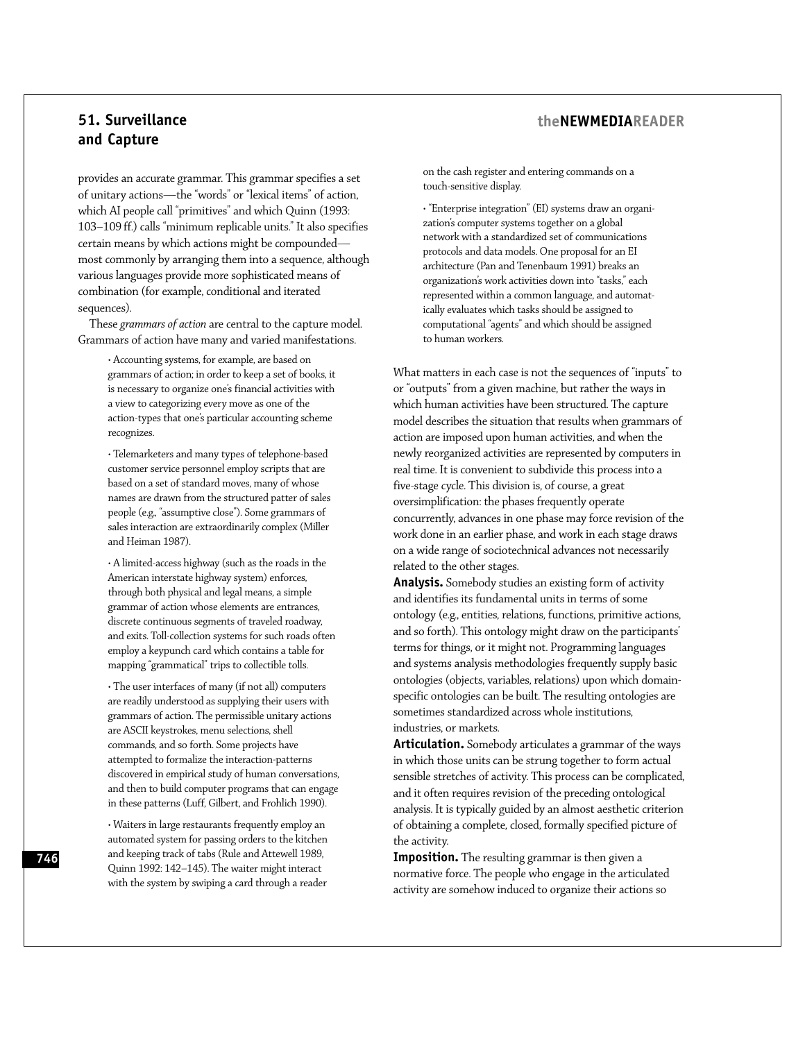provides an accurate grammar. This grammar specifies a set of unitary actions—the "words" or "lexical items" of action, which AI people call "primitives" and which Quinn (1993: 103–109 ff.) calls "minimum replicable units." It also specifies certain means by which actions might be compounded—most commonly by arranging them into a sequence, although various languages provide more sophisticated means of combination (for example, conditional and iterated sequences).

These *grammars of action* are central to the capture model. Grammars of action have many and varied manifestations.

- Accounting systems, for example, are based on grammars of action; in order to keep a set of books, it is necessary to organize one's financial activities with a view to categorizing every move as one of the action-types that one's particular accounting scheme recognizes.

- Telemarketers and many types of telephone-based customer service personnel employ scripts that are based on a set of standard moves, many of whose names are drawn from the structured patter of sales people (e.g., "assumptive close"). Some grammars of sales interaction are extraordinarily complex (Miller and Heiman 1987).

- A limited-access highway (such as the roads in the American interstate highway system) enforces, through both physical and legal means, a simple grammar of action whose elements are entrances, discrete continuous segments of traveled roadway, and exits. Toll-collection systems for such roads often employ a keypunch card which contains a table for mapping "grammatical" trips to collectible tolls.

- The user interfaces of many (if not all) computers are readily understood as supplying their users with grammars of action. The permissible unitary actions are ASCII keystrokes, menu selections, shell commands, and so forth. Some projects have attempted to formalize the interaction-patterns discovered in empirical study of human conversations, and then to build computer programs that can engage in these patterns (Luff, Gilbert, and Frohlich 1990).

- Waiters in large restaurants frequently employ an automated system for passing orders to the kitchen and keeping track of tabs (Rule and Attewell 1989, Quinn 1992: 142–145). The waiter might interact with the system by swiping a card through a reader on the cash register and entering commands on a touch-sensitive display.

- "Enterprise integration" (EI) systems draw an organization's computer systems together on a global network with a standardized set of communications protocols and data models. One proposal for an EI architecture (Pan and Tenenbaum 1991) breaks an organization's work activities down into "tasks," each represented within a common language, and automatically evaluates which tasks should be assigned to computational "agents" and which should be assigned to human workers.

What matters in each case is not the sequences of "inputs" to or "outputs" from a given machine, but rather the ways in which human activities have been structured. The capture model describes the situation that results when grammars of action are imposed upon human activities, and when the newly reorganized activities are represented by computers in real time. It is convenient to subdivide this process into a five-stage cycle. This division is, of course, a great oversimplification: the phases frequently operate concurrently, advances in one phase may force revision of the work done in an earlier phase, and work in each stage draws on a wide range of sociotechnical advances not necessarily related to the other stages.

**Analysis.** Somebody studies an existing form of activity and identifies its fundamental units in terms of some ontology (e.g., entities, relations, functions, primitive actions, and so forth). This ontology might draw on the participants' terms for things, or it might not. Programming languages and systems analysis methodologies frequently supply basic ontologies (objects, variables, relations) upon which domain-specific ontologies can be built. The resulting ontologies are sometimes standardized across whole institutions, industries, or markets.

**Articulation.** Somebody articulates a grammar of the ways in which those units can be strung together to form actual sensible stretches of activity. This process can be complicated, and it often requires revision of the preceding ontological analysis. It is typically guided by an almost aesthetic criterion of obtaining a complete, closed, formally specified picture of the activity.

**Imposition.** The resulting grammar is then given a normative force. The people who engage in the articulated activity are somehow induced to organize their actions so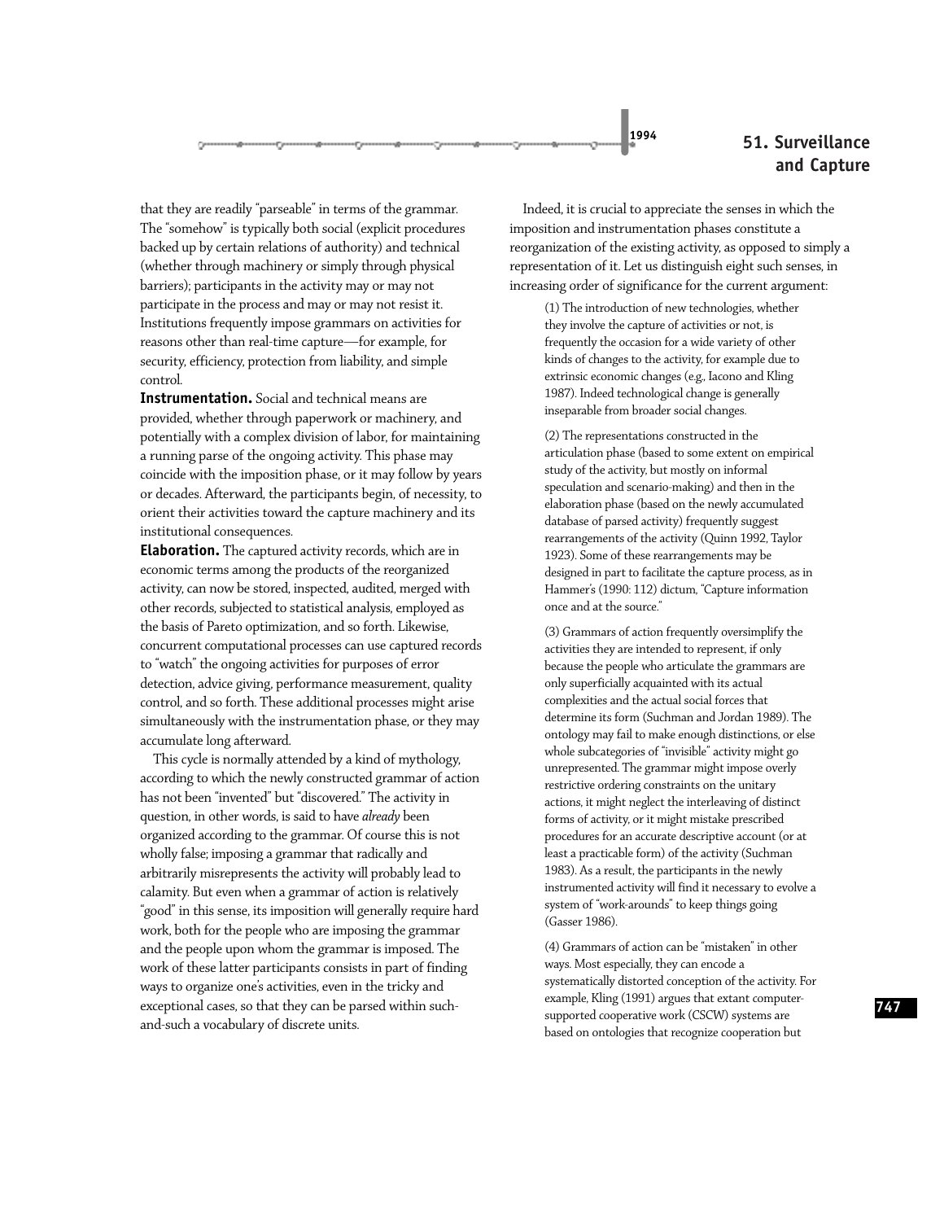that they are readily "parseable" in terms of the grammar. The "somehow" is typically both social (explicit procedures backed up by certain relations of authority) and technical (whether through machinery or simply through physical barriers); participants in the activity may or may not participate in the process and may or may not resist it. Institutions frequently impose grammars on activities for reasons other than real-time capture—for example, for security, efficiency, protection from liability, and simple control.

**Instrumentation.** Social and technical means are provided, whether through paperwork or machinery, and potentially with a complex division of labor, for maintaining a running parse of the ongoing activity. This phase may coincide with the imposition phase, or it may follow by years or decades. Afterward, the participants begin, of necessity, to orient their activities toward the capture machinery and its institutional consequences.

**Elaboration.** The captured activity records, which are in economic terms among the products of the reorganized activity, can now be stored, inspected, audited, merged with other records, subjected to statistical analysis, employed as the basis of Pareto optimization, and so forth. Likewise, concurrent computational processes can use captured records to "watch" the ongoing activities for purposes of error detection, advice giving, performance measurement, quality control, and so forth. These additional processes might arise simultaneously with the instrumentation phase, or they may accumulate long afterward.

This cycle is normally attended by a kind of mythology, according to which the newly constructed grammar of action has not been "invented" but "discovered." The activity in question, in other words, is said to have *already* been organized according to the grammar. Of course this is not wholly false; imposing a grammar that radically and arbitrarily misrepresents the activity will probably lead to calamity. But even when a grammar of action is relatively "good" in this sense, its imposition will generally require hard work, both for the people who are imposing the grammar and the people upon whom the grammar is imposed. The work of these latter participants consists in part of finding ways to organize one's activities, even in the tricky and exceptional cases, so that they can be parsed within such-and-such a vocabulary of discrete units.

Indeed, it is crucial to appreciate the senses in which the imposition and instrumentation phases constitute a reorganization of the existing activity, as opposed to simply a representation of it. Let us distinguish eight such senses, in increasing order of significance for the current argument:

> (1) The introduction of new technologies, whether they involve the capture of activities or not, is frequently the occasion for a wide variety of other kinds of changes to the activity, for example due to extrinsic economic changes (e.g., Iacono and Kling 1987). Indeed technological change is generally inseparable from broader social changes.
>
> (2) The representations constructed in the articulation phase (based to some extent on empirical study of the activity, but mostly on informal speculation and scenario-making) and then in the elaboration phase (based on the newly accumulated database of parsed activity) frequently suggest rearrangements of the activity (Quinn 1992, Taylor 1923). Some of these rearrangements may be designed in part to facilitate the capture process, as in Hammer's (1990: 112) dictum, "Capture information once and at the source."
>
> (3) Grammars of action frequently oversimplify the activities they are intended to represent, if only because the people who articulate the grammars are only superficially acquainted with its actual complexities and the actual social forces that determine its form (Suchman and Jordan 1989). The ontology may fail to make enough distinctions, or else whole subcategories of "invisible" activity might go unrepresented. The grammar might impose overly restrictive ordering constraints on the unitary actions, it might neglect the interleaving of distinct forms of activity, or it might mistake prescribed procedures for an accurate descriptive account (or at least a practicable form) of the activity (Suchman 1983). As a result, the participants in the newly instrumented activity will find it necessary to evolve a system of "work-arounds" to keep things going (Gasser 1986).
>
> (4) Grammars of action can be "mistaken" in other ways. Most especially, they can encode a systematically distorted conception of the activity. For example, Kling (1991) argues that extant computer-supported cooperative work (CSCW) systems are based on ontologies that recognize cooperation but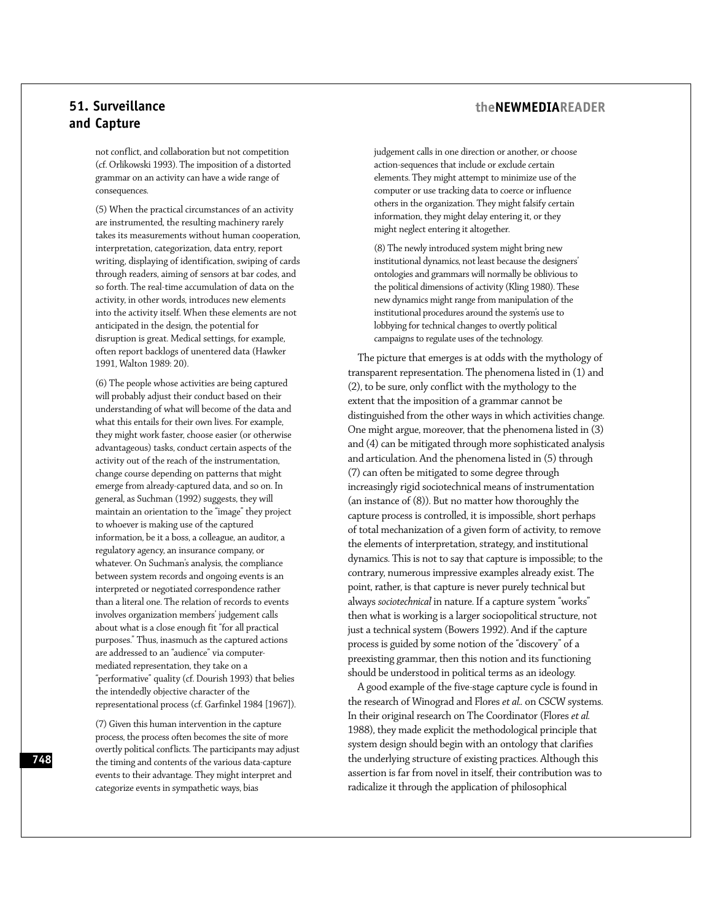not conflict, and collaboration but not competition (cf. Orlikowski 1993). The imposition of a distorted grammar on an activity can have a wide range of consequences.

(5) When the practical circumstances of an activity are instrumented, the resulting machinery rarely takes its measurements without human cooperation, interpretation, categorization, data entry, report writing, displaying of identification, swiping of cards through readers, aiming of sensors at bar codes, and so forth. The real-time accumulation of data on the activity, in other words, introduces new elements into the activity itself. When these elements are not anticipated in the design, the potential for disruption is great. Medical settings, for example, often report backlogs of unentered data (Hawker 1991, Walton 1989: 20).

(6) The people whose activities are being captured will probably adjust their conduct based on their understanding of what will become of the data and what this entails for their own lives. For example, they might work faster, choose easier (or otherwise advantageous) tasks, conduct certain aspects of the activity out of the reach of the instrumentation, change course depending on patterns that might emerge from already-captured data, and so on. In general, as Suchman (1992) suggests, they will maintain an orientation to the "image" they project to whoever is making use of the captured information, be it a boss, a colleague, an auditor, a regulatory agency, an insurance company, or whatever. On Suchman's analysis, the compliance between system records and ongoing events is an interpreted or negotiated correspondence rather than a literal one. The relation of records to events involves organization members' judgement calls about what is a close enough fit "for all practical purposes." Thus, inasmuch as the captured actions are addressed to an "audience" via computer-mediated representation, they take on a "performative" quality (cf. Dourish 1993) that belies the intendedly objective character of the representational process (cf. Garfinkel 1984 [1967]).

(7) Given this human intervention in the capture process, the process often becomes the site of more overtly political conflicts. The participants may adjust the timing and contents of the various data-capture events to their advantage. They might interpret and categorize events in sympathetic ways, bias judgement calls in one direction or another, or choose action-sequences that include or exclude certain elements. They might attempt to minimize use of the computer or use tracking data to coerce or influence others in the organization. They might falsify certain information, they might delay entering it, or they might neglect entering it altogether.

(8) The newly introduced system might bring new institutional dynamics, not least because the designers' ontologies and grammars will normally be oblivious to the political dimensions of activity (Kling 1980). These new dynamics might range from manipulation of the institutional procedures around the system's use to lobbying for technical changes to overtly political campaigns to regulate uses of the technology.

The picture that emerges is at odds with the mythology of transparent representation. The phenomena listed in (1) and (2), to be sure, only conflict with the mythology to the extent that the imposition of a grammar cannot be distinguished from the other ways in which activities change. One might argue, moreover, that the phenomena listed in (3) and (4) can be mitigated through more sophisticated analysis and articulation. And the phenomena listed in (5) through (7) can often be mitigated to some degree through increasingly rigid sociotechnical means of instrumentation (an instance of (8)). But no matter how thoroughly the capture process is controlled, it is impossible, short perhaps of total mechanization of a given form of activity, to remove the elements of interpretation, strategy, and institutional dynamics. This is not to say that capture is impossible; to the contrary, numerous impressive examples already exist. The point, rather, is that capture is never purely technical but always *sociotechnical* in nature. If a capture system "works" then what is working is a larger sociopolitical structure, not just a technical system (Bowers 1992). And if the capture process is guided by some notion of the "discovery" of a preexisting grammar, then this notion and its functioning should be understood in political terms as an ideology.

A good example of the five-stage capture cycle is found in the research of Winograd and Flores *et al.* on CSCW systems. In their original research on The Coordinator (Flores *et al.* 1988), they made explicit the methodological principle that system design should begin with an ontology that clarifies the underlying structure of existing practices. Although this assertion is far from novel in itself, their contribution was to radicalize it through the application of philosophical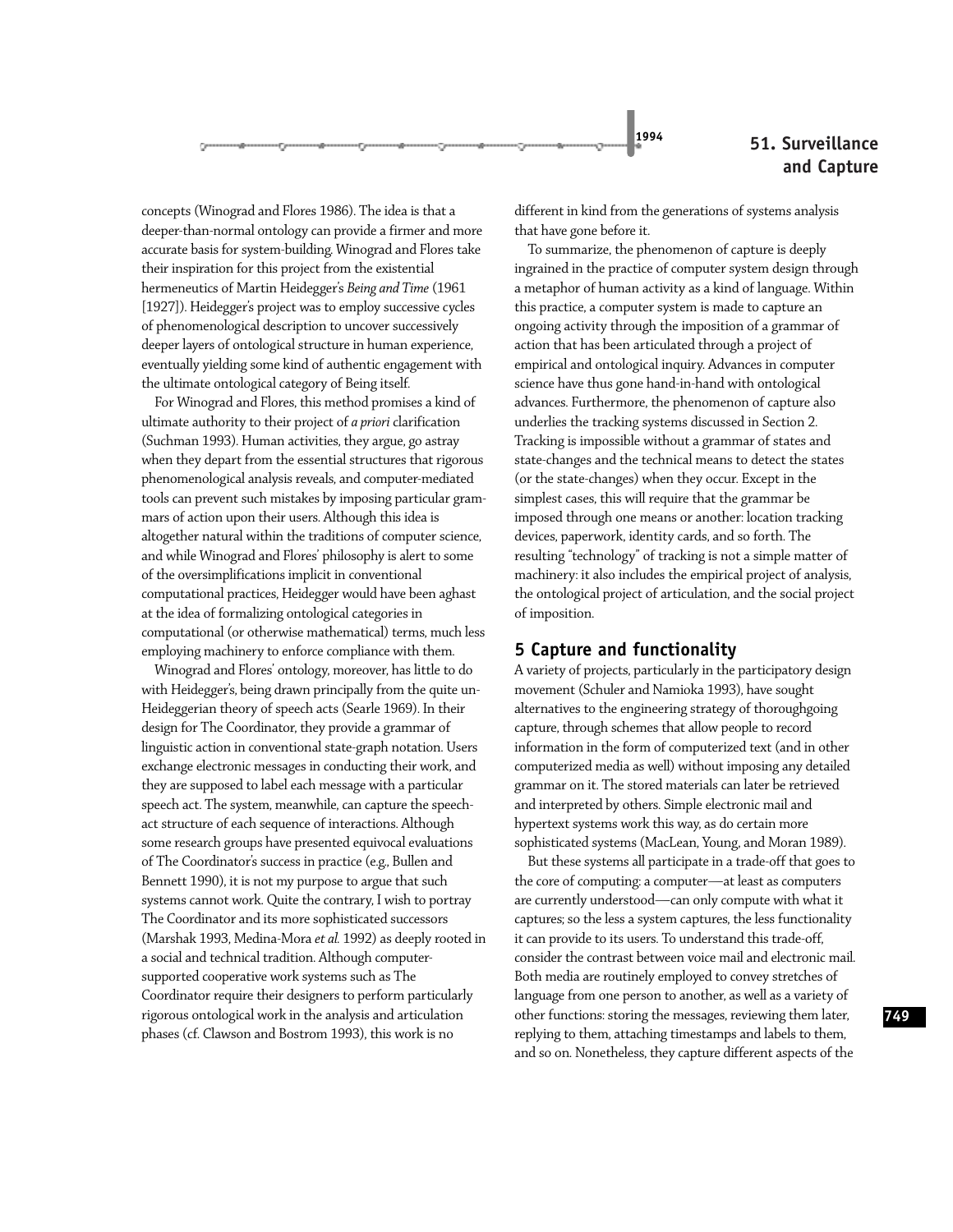concepts (Winograd and Flores 1986). The idea is that a deeper-than-normal ontology can provide a firmer and more accurate basis for system-building. Winograd and Flores take their inspiration for this project from the existential hermeneutics of Martin Heidegger's *Being and Time* (1961 [1927]). Heidegger's project was to employ successive cycles of phenomenological description to uncover successively deeper layers of ontological structure in human experience, eventually yielding some kind of authentic engagement with the ultimate ontological category of Being itself.

For Winograd and Flores, this method promises a kind of ultimate authority to their project of *a priori* clarification (Suchman 1993). Human activities, they argue, go astray when they depart from the essential structures that rigorous phenomenological analysis reveals, and computer-mediated tools can prevent such mistakes by imposing particular grammars of action upon their users. Although this idea is altogether natural within the traditions of computer science, and while Winograd and Flores' philosophy is alert to some of the oversimplifications implicit in conventional computational practices, Heidegger would have been aghast at the idea of formalizing ontological categories in computational (or otherwise mathematical) terms, much less employing machinery to enforce compliance with them.

Winograd and Flores' ontology, moreover, has little to do with Heidegger's, being drawn principally from the quite un-Heideggerian theory of speech acts (Searle 1969). In their design for The Coordinator, they provide a grammar of linguistic action in conventional state-graph notation. Users exchange electronic messages in conducting their work, and they are supposed to label each message with a particular speech act. The system, meanwhile, can capture the speech-act structure of each sequence of interactions. Although some research groups have presented equivocal evaluations of The Coordinator's success in practice (e.g., Bullen and Bennett 1990), it is not my purpose to argue that such systems cannot work. Quite the contrary, I wish to portray The Coordinator and its more sophisticated successors (Marshak 1993, Medina-Mora *et al.* 1992) as deeply rooted in a social and technical tradition. Although computer-supported cooperative work systems such as The Coordinator require their designers to perform particularly rigorous ontological work in the analysis and articulation phases (cf. Clawson and Bostrom 1993), this work is no different in kind from the generations of systems analysis that have gone before it.

To summarize, the phenomenon of capture is deeply ingrained in the practice of computer system design through a metaphor of human activity as a kind of language. Within this practice, a computer system is made to capture an ongoing activity through the imposition of a grammar of action that has been articulated through a project of empirical and ontological inquiry. Advances in computer science have thus gone hand-in-hand with ontological advances. Furthermore, the phenomenon of capture also underlies the tracking systems discussed in Section 2. Tracking is impossible without a grammar of states and state-changes and the technical means to detect the states (or the state-changes) when they occur. Except in the simplest cases, this will require that the grammar be imposed through one means or another: location tracking devices, paperwork, identity cards, and so forth. The resulting "technology" of tracking is not a simple matter of machinery: it also includes the empirical project of analysis, the ontological project of articulation, and the social project of imposition.

## 5 Capture and functionality

A variety of projects, particularly in the participatory design movement (Schuler and Namioka 1993), have sought alternatives to the engineering strategy of thoroughgoing capture, through schemes that allow people to record information in the form of computerized text (and in other computerized media as well) without imposing any detailed grammar on it. The stored materials can later be retrieved and interpreted by others. Simple electronic mail and hypertext systems work this way, as do certain more sophisticated systems (MacLean, Young, and Moran 1989).

But these systems all participate in a trade-off that goes to the core of computing: a computer—at least as computers are currently understood—can only compute with what it captures; so the less a system captures, the less functionality it can provide to its users. To understand this trade-off, consider the contrast between voice mail and electronic mail. Both media are routinely employed to convey stretches of language from one person to another, as well as a variety of other functions: storing the messages, reviewing them later, replying to them, attaching timestamps and labels to them, and so on. Nonetheless, they capture different aspects of the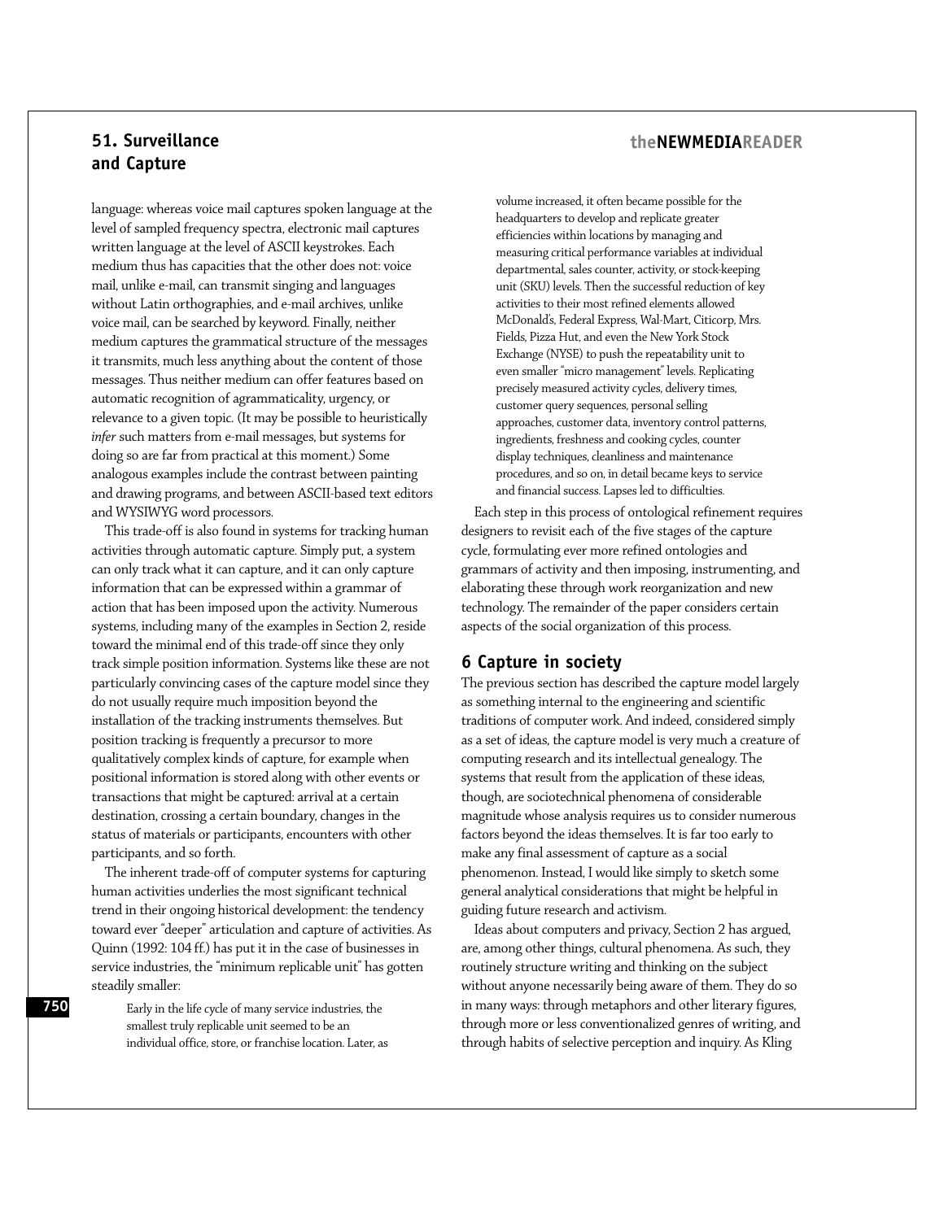language: whereas voice mail captures spoken language at the level of sampled frequency spectra, electronic mail captures written language at the level of ASCII keystrokes. Each medium thus has capacities that the other does not: voice mail, unlike e-mail, can transmit singing and languages without Latin orthographies, and e-mail archives, unlike voice mail, can be searched by keyword. Finally, neither medium captures the grammatical structure of the messages it transmits, much less anything about the content of those messages. Thus neither medium can offer features based on automatic recognition of agrammaticality, urgency, or relevance to a given topic. (It may be possible to heuristically *infer* such matters from e-mail messages, but systems for doing so are far from practical at this moment.) Some analogous examples include the contrast between painting and drawing programs, and between ASCII-based text editors and WYSIWYG word processors.

This trade-off is also found in systems for tracking human activities through automatic capture. Simply put, a system can only track what it can capture, and it can only capture information that can be expressed within a grammar of action that has been imposed upon the activity. Numerous systems, including many of the examples in Section 2, reside toward the minimal end of this trade-off since they only track simple position information. Systems like these are not particularly convincing cases of the capture model since they do not usually require much imposition beyond the installation of the tracking instruments themselves. But position tracking is frequently a precursor to more qualitatively complex kinds of capture, for example when positional information is stored along with other events or transactions that might be captured: arrival at a certain destination, crossing a certain boundary, changes in the status of materials or participants, encounters with other participants, and so forth.

The inherent trade-off of computer systems for capturing human activities underlies the most significant technical trend in their ongoing historical development: the tendency toward ever "deeper" articulation and capture of activities. As Quinn (1992: 104 ff.) has put it in the case of businesses in service industries, the "minimum replicable unit" has gotten steadily smaller:

> Early in the life cycle of many service industries, the smallest truly replicable unit seemed to be an individual office, store, or franchise location. Later, as volume increased, it often became possible for the headquarters to develop and replicate greater efficiencies within locations by managing and measuring critical performance variables at individual departmental, sales counter, activity, or stock-keeping unit (SKU) levels. Then the successful reduction of key activities to their most refined elements allowed McDonald's, Federal Express, Wal-Mart, Citicorp, Mrs. Fields, Pizza Hut, and even the New York Stock Exchange (NYSE) to push the repeatability unit to even smaller "micro management" levels. Replicating precisely measured activity cycles, delivery times, customer query sequences, personal selling approaches, customer data, inventory control patterns, ingredients, freshness and cooking cycles, counter display techniques, cleanliness and maintenance procedures, and so on, in detail became keys to service and financial success. Lapses led to difficulties.

Each step in this process of ontological refinement requires designers to revisit each of the five stages of the capture cycle, formulating ever more refined ontologies and grammars of activity and then imposing, instrumenting, and elaborating these through work reorganization and new technology. The remainder of the paper considers certain aspects of the social organization of this process.

## 6 Capture in society

The previous section has described the capture model largely as something internal to the engineering and scientific traditions of computer work. And indeed, considered simply as a set of ideas, the capture model is very much a creature of computing research and its intellectual genealogy. The systems that result from the application of these ideas, though, are sociotechnical phenomena of considerable magnitude whose analysis requires us to consider numerous factors beyond the ideas themselves. It is far too early to make any final assessment of capture as a social phenomenon. Instead, I would like simply to sketch some general analytical considerations that might be helpful in guiding future research and activism.

Ideas about computers and privacy, Section 2 has argued, are, among other things, cultural phenomena. As such, they routinely structure writing and thinking on the subject without anyone necessarily being aware of them. They do so in many ways: through metaphors and other literary figures, through more or less conventionalized genres of writing, and through habits of selective perception and inquiry. As Kling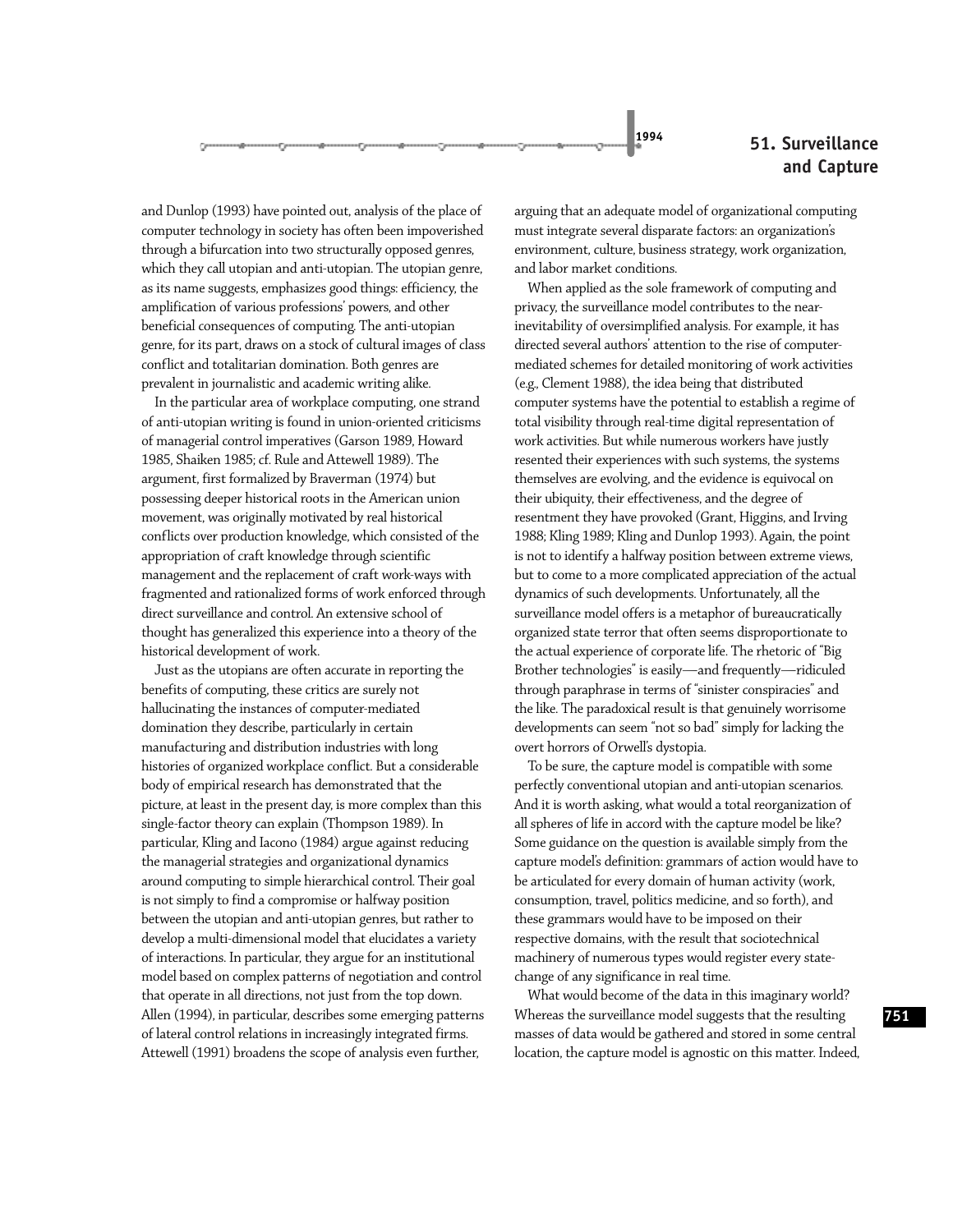and Dunlop (1993) have pointed out, analysis of the place of computer technology in society has often been impoverished through a bifurcation into two structurally opposed genres, which they call utopian and anti-utopian. The utopian genre, as its name suggests, emphasizes good things: efficiency, the amplification of various professions' powers, and other beneficial consequences of computing. The anti-utopian genre, for its part, draws on a stock of cultural images of class conflict and totalitarian domination. Both genres are prevalent in journalistic and academic writing alike.

In the particular area of workplace computing, one strand of anti-utopian writing is found in union-oriented criticisms of managerial control imperatives (Garson 1989, Howard 1985, Shaiken 1985; cf. Rule and Attewell 1989). The argument, first formalized by Braverman (1974) but possessing deeper historical roots in the American union movement, was originally motivated by real historical conflicts over production knowledge, which consisted of the appropriation of craft knowledge through scientific management and the replacement of craft work-ways with fragmented and rationalized forms of work enforced through direct surveillance and control. An extensive school of thought has generalized this experience into a theory of the historical development of work.

Just as the utopians are often accurate in reporting the benefits of computing, these critics are surely not hallucinating the instances of computer-mediated domination they describe, particularly in certain manufacturing and distribution industries with long histories of organized workplace conflict. But a considerable body of empirical research has demonstrated that the picture, at least in the present day, is more complex than this single-factor theory can explain (Thompson 1989). In particular, Kling and Iacono (1984) argue against reducing the managerial strategies and organizational dynamics around computing to simple hierarchical control. Their goal is not simply to find a compromise or halfway position between the utopian and anti-utopian genres, but rather to develop a multi-dimensional model that elucidates a variety of interactions. In particular, they argue for an institutional model based on complex patterns of negotiation and control that operate in all directions, not just from the top down. Allen (1994), in particular, describes some emerging patterns of lateral control relations in increasingly integrated firms. Attewell (1991) broadens the scope of analysis even further, arguing that an adequate model of organizational computing must integrate several disparate factors: an organization's environment, culture, business strategy, work organization, and labor market conditions.

When applied as the sole framework of computing and privacy, the surveillance model contributes to the near-inevitability of oversimplified analysis. For example, it has directed several authors' attention to the rise of computer-mediated schemes for detailed monitoring of work activities (e.g., Clement 1988), the idea being that distributed computer systems have the potential to establish a regime of total visibility through real-time digital representation of work activities. But while numerous workers have justly resented their experiences with such systems, the systems themselves are evolving, and the evidence is equivocal on their ubiquity, their effectiveness, and the degree of resentment they have provoked (Grant, Higgins, and Irving 1988; Kling 1989; Kling and Dunlop 1993). Again, the point is not to identify a halfway position between extreme views, but to come to a more complicated appreciation of the actual dynamics of such developments. Unfortunately, all the surveillance model offers is a metaphor of bureaucratically organized state terror that often seems disproportionate to the actual experience of corporate life. The rhetoric of "Big Brother technologies" is easily—and frequently—ridiculed through paraphrase in terms of "sinister conspiracies" and the like. The paradoxical result is that genuinely worrisome developments can seem "not so bad" simply for lacking the overt horrors of Orwell's dystopia.

To be sure, the capture model is compatible with some perfectly conventional utopian and anti-utopian scenarios. And it is worth asking, what would a total reorganization of all spheres of life in accord with the capture model be like? Some guidance on the question is available simply from the capture model's definition: grammars of action would have to be articulated for every domain of human activity (work, consumption, travel, politics medicine, and so forth), and these grammars would have to be imposed on their respective domains, with the result that sociotechnical machinery of numerous types would register every state-change of any significance in real time.

What would become of the data in this imaginary world? Whereas the surveillance model suggests that the resulting masses of data would be gathered and stored in some central location, the capture model is agnostic on this matter. Indeed,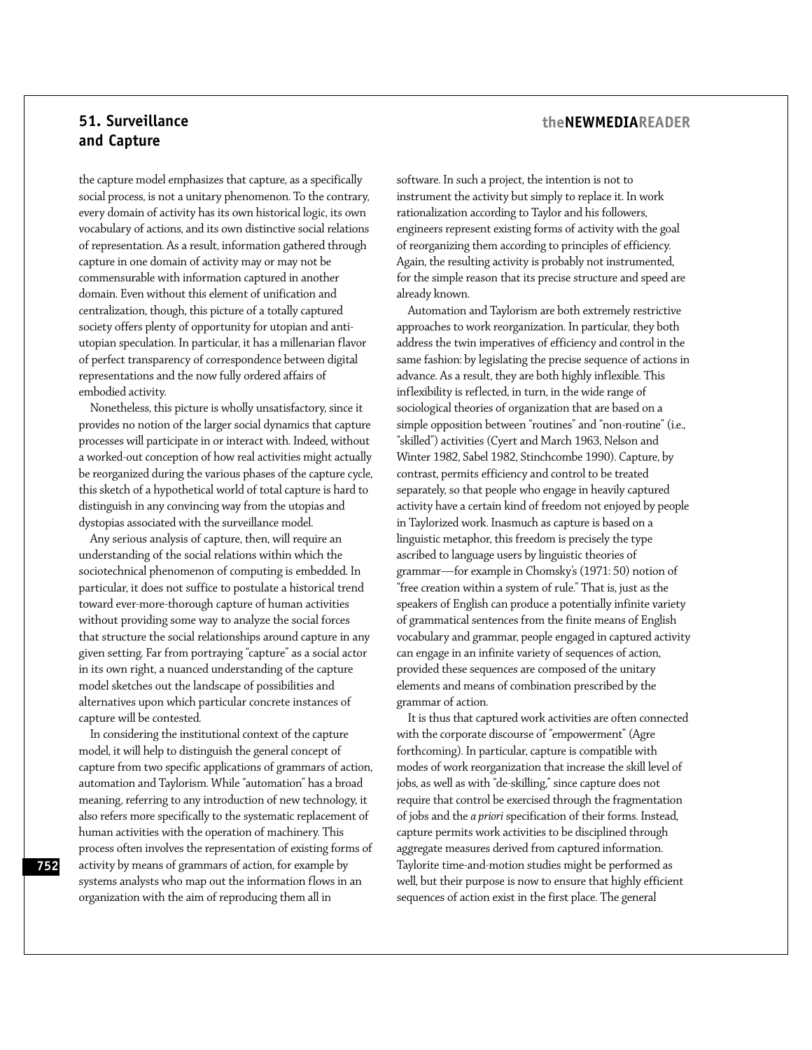the capture model emphasizes that capture, as a specifically social process, is not a unitary phenomenon. To the contrary, every domain of activity has its own historical logic, its own vocabulary of actions, and its own distinctive social relations of representation. As a result, information gathered through capture in one domain of activity may or may not be commensurable with information captured in another domain. Even without this element of unification and centralization, though, this picture of a totally captured society offers plenty of opportunity for utopian and anti-utopian speculation. In particular, it has a millenarian flavor of perfect transparency of correspondence between digital representations and the now fully ordered affairs of embodied activity.

Nonetheless, this picture is wholly unsatisfactory, since it provides no notion of the larger social dynamics that capture processes will participate in or interact with. Indeed, without a worked-out conception of how real activities might actually be reorganized during the various phases of the capture cycle, this sketch of a hypothetical world of total capture is hard to distinguish in any convincing way from the utopias and dystopias associated with the surveillance model.

Any serious analysis of capture, then, will require an understanding of the social relations within which the sociotechnical phenomenon of computing is embedded. In particular, it does not suffice to postulate a historical trend toward ever-more-thorough capture of human activities without providing some way to analyze the social forces that structure the social relationships around capture in any given setting. Far from portraying "capture" as a social actor in its own right, a nuanced understanding of the capture model sketches out the landscape of possibilities and alternatives upon which particular concrete instances of capture will be contested.

In considering the institutional context of the capture model, it will help to distinguish the general concept of capture from two specific applications of grammars of action, automation and Taylorism. While "automation" has a broad meaning, referring to any introduction of new technology, it also refers more specifically to the systematic replacement of human activities with the operation of machinery. This process often involves the representation of existing forms of activity by means of grammars of action, for example by systems analysts who map out the information flows in an organization with the aim of reproducing them all in software. In such a project, the intention is not to instrument the activity but simply to replace it. In work rationalization according to Taylor and his followers, engineers represent existing forms of activity with the goal of reorganizing them according to principles of efficiency. Again, the resulting activity is probably not instrumented, for the simple reason that its precise structure and speed are already known.

Automation and Taylorism are both extremely restrictive approaches to work reorganization. In particular, they both address the twin imperatives of efficiency and control in the same fashion: by legislating the precise sequence of actions in advance. As a result, they are both highly inflexible. This inflexibility is reflected, in turn, in the wide range of sociological theories of organization that are based on a simple opposition between "routines" and "non-routine" (i.e., "skilled") activities (Cyert and March 1963, Nelson and Winter 1982, Sabel 1982, Stinchcombe 1990). Capture, by contrast, permits efficiency and control to be treated separately, so that people who engage in heavily captured activity have a certain kind of freedom not enjoyed by people in Taylorized work. Inasmuch as capture is based on a linguistic metaphor, this freedom is precisely the type ascribed to language users by linguistic theories of grammar—for example in Chomsky's (1971: 50) notion of "free creation within a system of rule." That is, just as the speakers of English can produce a potentially infinite variety of grammatical sentences from the finite means of English vocabulary and grammar, people engaged in captured activity can engage in an infinite variety of sequences of action, provided these sequences are composed of the unitary elements and means of combination prescribed by the grammar of action.

It is thus that captured work activities are often connected with the corporate discourse of "empowerment" (Agre forthcoming). In particular, capture is compatible with modes of work reorganization that increase the skill level of jobs, as well as with "de-skilling," since capture does not require that control be exercised through the fragmentation of jobs and the *a priori* specification of their forms. Instead, capture permits work activities to be disciplined through aggregate measures derived from captured information. Taylorite time-and-motion studies might be performed as well, but their purpose is now to ensure that highly efficient sequences of action exist in the first place. The general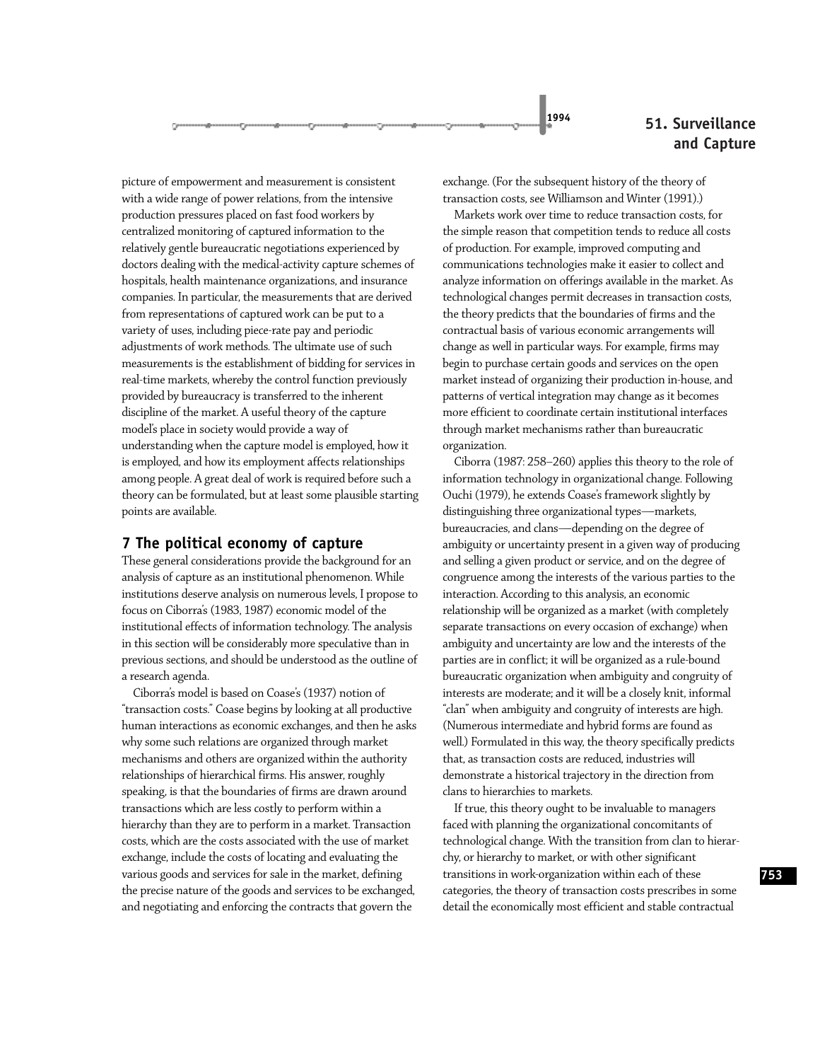picture of empowerment and measurement is consistent with a wide range of power relations, from the intensive production pressures placed on fast food workers by centralized monitoring of captured information to the relatively gentle bureaucratic negotiations experienced by doctors dealing with the medical-activity capture schemes of hospitals, health maintenance organizations, and insurance companies. In particular, the measurements that are derived from representations of captured work can be put to a variety of uses, including piece-rate pay and periodic adjustments of work methods. The ultimate use of such measurements is the establishment of bidding for services in real-time markets, whereby the control function previously provided by bureaucracy is transferred to the inherent discipline of the market. A useful theory of the capture model's place in society would provide a way of understanding when the capture model is employed, how it is employed, and how its employment affects relationships among people. A great deal of work is required before such a theory can be formulated, but at least some plausible starting points are available.

## 7 The political economy of capture

These general considerations provide the background for an analysis of capture as an institutional phenomenon. While institutions deserve analysis on numerous levels, I propose to focus on Ciborra's (1983, 1987) economic model of the institutional effects of information technology. The analysis in this section will be considerably more speculative than in previous sections, and should be understood as the outline of a research agenda.

Ciborra's model is based on Coase's (1937) notion of "transaction costs." Coase begins by looking at all productive human interactions as economic exchanges, and then he asks why some such relations are organized through market mechanisms and others are organized within the authority relationships of hierarchical firms. His answer, roughly speaking, is that the boundaries of firms are drawn around transactions which are less costly to perform within a hierarchy than they are to perform in a market. Transaction costs, which are the costs associated with the use of market exchange, include the costs of locating and evaluating the various goods and services for sale in the market, defining the precise nature of the goods and services to be exchanged, and negotiating and enforcing the contracts that govern the exchange. (For the subsequent history of the theory of transaction costs, see Williamson and Winter (1991).)

Markets work over time to reduce transaction costs, for the simple reason that competition tends to reduce all costs of production. For example, improved computing and communications technologies make it easier to collect and analyze information on offerings available in the market. As technological changes permit decreases in transaction costs, the theory predicts that the boundaries of firms and the contractual basis of various economic arrangements will change as well in particular ways. For example, firms may begin to purchase certain goods and services on the open market instead of organizing their production in-house, and patterns of vertical integration may change as it becomes more efficient to coordinate certain institutional interfaces through market mechanisms rather than bureaucratic organization.

Ciborra (1987: 258–260) applies this theory to the role of information technology in organizational change. Following Ouchi (1979), he extends Coase's framework slightly by distinguishing three organizational types—markets, bureaucracies, and clans—depending on the degree of ambiguity or uncertainty present in a given way of producing and selling a given product or service, and on the degree of congruence among the interests of the various parties to the interaction. According to this analysis, an economic relationship will be organized as a market (with completely separate transactions on every occasion of exchange) when ambiguity and uncertainty are low and the interests of the parties are in conflict; it will be organized as a rule-bound bureaucratic organization when ambiguity and congruity of interests are moderate; and it will be a closely knit, informal "clan" when ambiguity and congruity of interests are high. (Numerous intermediate and hybrid forms are found as well.) Formulated in this way, the theory specifically predicts that, as transaction costs are reduced, industries will demonstrate a historical trajectory in the direction from clans to hierarchies to markets.

If true, this theory ought to be invaluable to managers faced with planning the organizational concomitants of technological change. With the transition from clan to hierarchy, or hierarchy to market, or with other significant transitions in work-organization within each of these categories, the theory of transaction costs prescribes in some detail the economically most efficient and stable contractual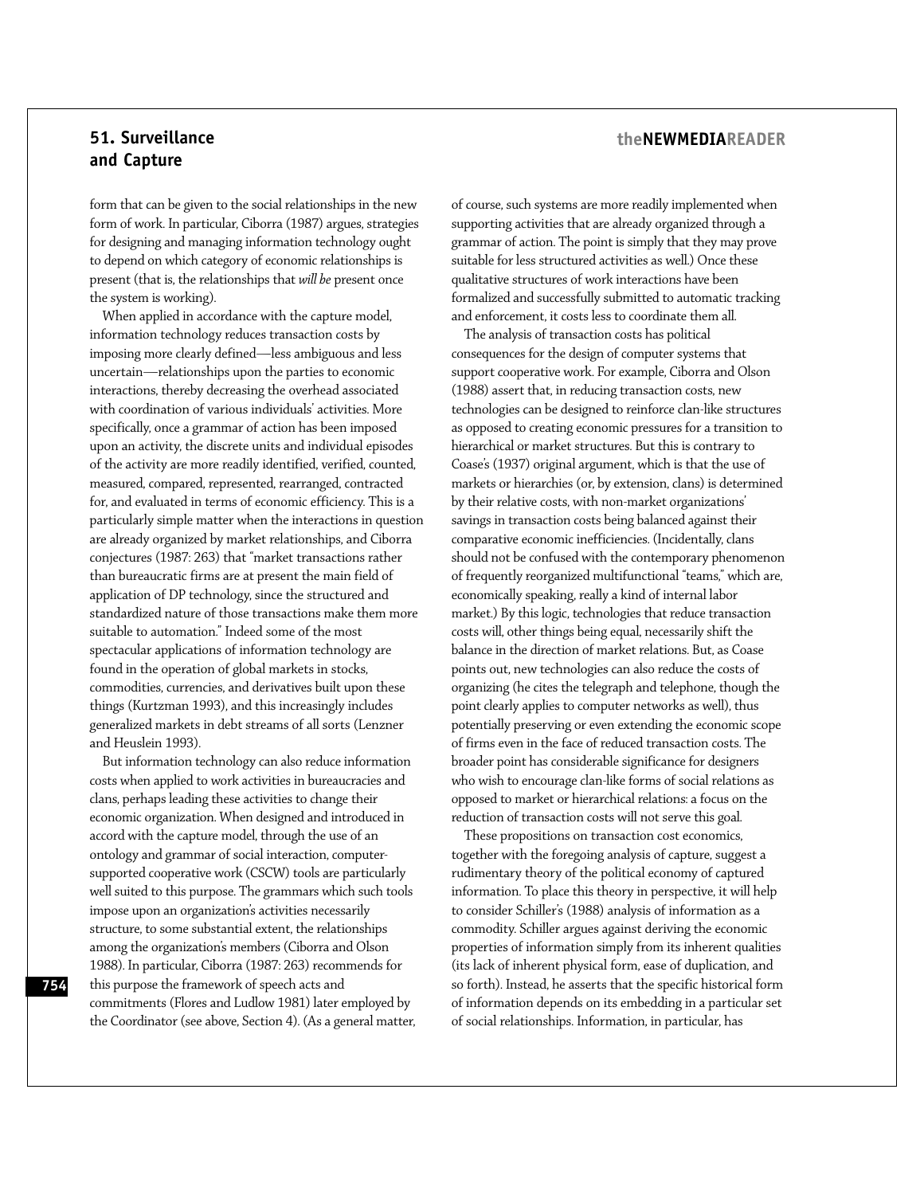form that can be given to the social relationships in the new form of work. In particular, Ciborra (1987) argues, strategies for designing and managing information technology ought to depend on which category of economic relationships is present (that is, the relationships that *will be* present once the system is working).

When applied in accordance with the capture model, information technology reduces transaction costs by imposing more clearly defined—less ambiguous and less uncertain—relationships upon the parties to economic interactions, thereby decreasing the overhead associated with coordination of various individuals' activities. More specifically, once a grammar of action has been imposed upon an activity, the discrete units and individual episodes of the activity are more readily identified, verified, counted, measured, compared, represented, rearranged, contracted for, and evaluated in terms of economic efficiency. This is a particularly simple matter when the interactions in question are already organized by market relationships, and Ciborra conjectures (1987: 263) that "market transactions rather than bureaucratic firms are at present the main field of application of DP technology, since the structured and standardized nature of those transactions make them more suitable to automation." Indeed some of the most spectacular applications of information technology are found in the operation of global markets in stocks, commodities, currencies, and derivatives built upon these things (Kurtzman 1993), and this increasingly includes generalized markets in debt streams of all sorts (Lenzner and Heuslein 1993).

But information technology can also reduce information costs when applied to work activities in bureaucracies and clans, perhaps leading these activities to change their economic organization. When designed and introduced in accord with the capture model, through the use of an ontology and grammar of social interaction, computer-supported cooperative work (CSCW) tools are particularly well suited to this purpose. The grammars which such tools impose upon an organization's activities necessarily structure, to some substantial extent, the relationships among the organization's members (Ciborra and Olson 1988). In particular, Ciborra (1987: 263) recommends for this purpose the framework of speech acts and commitments (Flores and Ludlow 1981) later employed by the Coordinator (see above, Section 4). (As a general matter, of course, such systems are more readily implemented when supporting activities that are already organized through a grammar of action. The point is simply that they may prove suitable for less structured activities as well.) Once these qualitative structures of work interactions have been formalized and successfully submitted to automatic tracking and enforcement, it costs less to coordinate them all.

The analysis of transaction costs has political consequences for the design of computer systems that support cooperative work. For example, Ciborra and Olson (1988) assert that, in reducing transaction costs, new technologies can be designed to reinforce clan-like structures as opposed to creating economic pressures for a transition to hierarchical or market structures. But this is contrary to Coase's (1937) original argument, which is that the use of markets or hierarchies (or, by extension, clans) is determined by their relative costs, with non-market organizations' savings in transaction costs being balanced against their comparative economic inefficiencies. (Incidentally, clans should not be confused with the contemporary phenomenon of frequently reorganized multifunctional "teams," which are, economically speaking, really a kind of internal labor market.) By this logic, technologies that reduce transaction costs will, other things being equal, necessarily shift the balance in the direction of market relations. But, as Coase points out, new technologies can also reduce the costs of organizing (he cites the telegraph and telephone, though the point clearly applies to computer networks as well), thus potentially preserving or even extending the economic scope of firms even in the face of reduced transaction costs. The broader point has considerable significance for designers who wish to encourage clan-like forms of social relations as opposed to market or hierarchical relations: a focus on the reduction of transaction costs will not serve this goal.

These propositions on transaction cost economics, together with the foregoing analysis of capture, suggest a rudimentary theory of the political economy of captured information. To place this theory in perspective, it will help to consider Schiller's (1988) analysis of information as a commodity. Schiller argues against deriving the economic properties of information simply from its inherent qualities (its lack of inherent physical form, ease of duplication, and so forth). Instead, he asserts that the specific historical form of information depends on its embedding in a particular set of social relationships. Information, in particular, has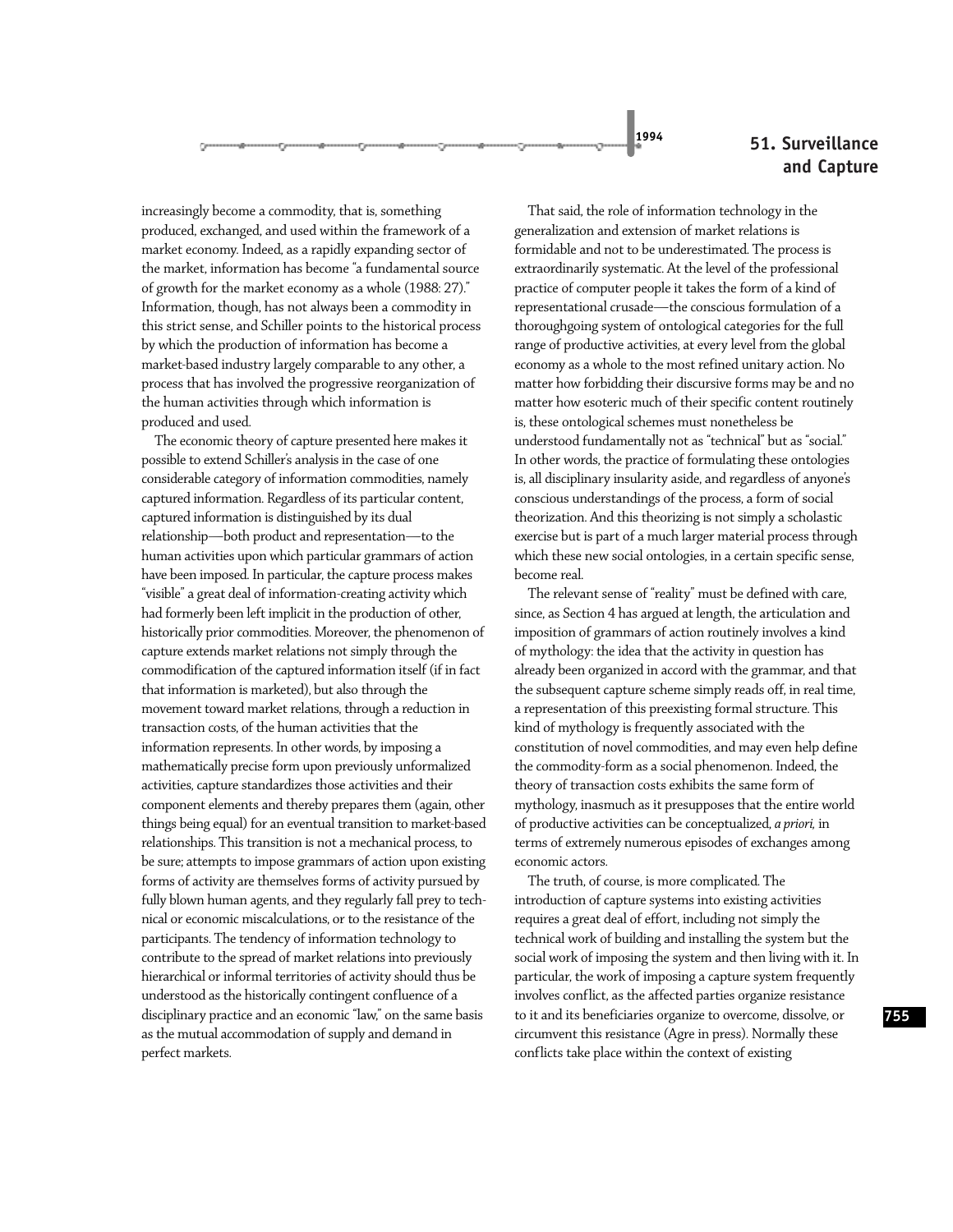increasingly become a commodity, that is, something produced, exchanged, and used within the framework of a market economy. Indeed, as a rapidly expanding sector of the market, information has become "a fundamental source of growth for the market economy as a whole (1988: 27)." Information, though, has not always been a commodity in this strict sense, and Schiller points to the historical process by which the production of information has become a market-based industry largely comparable to any other, a process that has involved the progressive reorganization of the human activities through which information is produced and used.

The economic theory of capture presented here makes it possible to extend Schiller's analysis in the case of one considerable category of information commodities, namely captured information. Regardless of its particular content, captured information is distinguished by its dual relationship—both product and representation—to the human activities upon which particular grammars of action have been imposed. In particular, the capture process makes "visible" a great deal of information-creating activity which had formerly been left implicit in the production of other, historically prior commodities. Moreover, the phenomenon of capture extends market relations not simply through the commodification of the captured information itself (if in fact that information is marketed), but also through the movement toward market relations, through a reduction in transaction costs, of the human activities that the information represents. In other words, by imposing a mathematically precise form upon previously unformalized activities, capture standardizes those activities and their component elements and thereby prepares them (again, other things being equal) for an eventual transition to market-based relationships. This transition is not a mechanical process, to be sure; attempts to impose grammars of action upon existing forms of activity are themselves forms of activity pursued by fully blown human agents, and they regularly fall prey to technical or economic miscalculations, or to the resistance of the participants. The tendency of information technology to contribute to the spread of market relations into previously hierarchical or informal territories of activity should thus be understood as the historically contingent confluence of a disciplinary practice and an economic "law," on the same basis as the mutual accommodation of supply and demand in perfect markets.

That said, the role of information technology in the generalization and extension of market relations is formidable and not to be underestimated. The process is extraordinarily systematic. At the level of the professional practice of computer people it takes the form of a kind of representational crusade—the conscious formulation of a thoroughgoing system of ontological categories for the full range of productive activities, at every level from the global economy as a whole to the most refined unitary action. No matter how forbidding their discursive forms may be and no matter how esoteric much of their specific content routinely is, these ontological schemes must nonetheless be understood fundamentally not as "technical" but as "social." In other words, the practice of formulating these ontologies is, all disciplinary insularity aside, and regardless of anyone's conscious understandings of the process, a form of social theorization. And this theorizing is not simply a scholastic exercise but is part of a much larger material process through which these new social ontologies, in a certain specific sense, become real.

The relevant sense of "reality" must be defined with care, since, as Section 4 has argued at length, the articulation and imposition of grammars of action routinely involves a kind of mythology: the idea that the activity in question has already been organized in accord with the grammar, and that the subsequent capture scheme simply reads off, in real time, a representation of this preexisting formal structure. This kind of mythology is frequently associated with the constitution of novel commodities, and may even help define the commodity-form as a social phenomenon. Indeed, the theory of transaction costs exhibits the same form of mythology, inasmuch as it presupposes that the entire world of productive activities can be conceptualized, *a priori,* in terms of extremely numerous episodes of exchanges among economic actors.

The truth, of course, is more complicated. The introduction of capture systems into existing activities requires a great deal of effort, including not simply the technical work of building and installing the system but the social work of imposing the system and then living with it. In particular, the work of imposing a capture system frequently involves conflict, as the affected parties organize resistance to it and its beneficiaries organize to overcome, dissolve, or circumvent this resistance (Agre in press). Normally these conflicts take place within the context of existing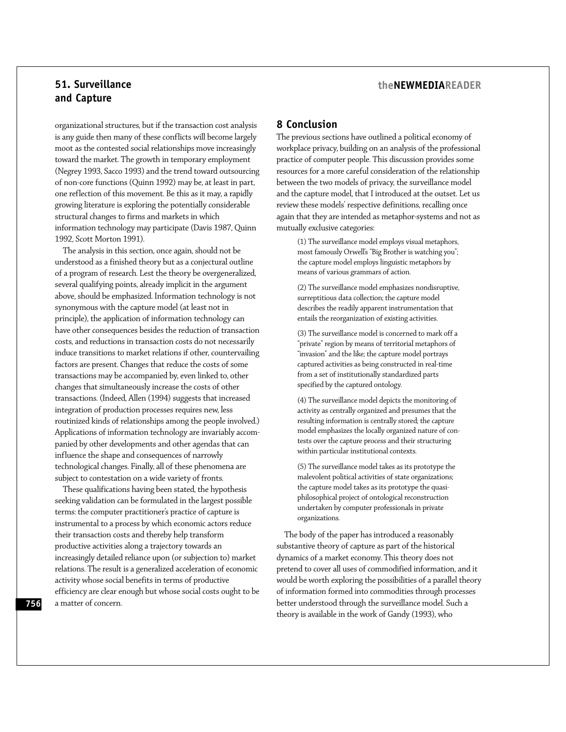organizational structures, but if the transaction cost analysis is any guide then many of these conflicts will become largely moot as the contested social relationships move increasingly toward the market. The growth in temporary employment (Negrey 1993, Sacco 1993) and the trend toward outsourcing of non-core functions (Quinn 1992) may be, at least in part, one reflection of this movement. Be this as it may, a rapidly growing literature is exploring the potentially considerable structural changes to firms and markets in which information technology may participate (Davis 1987, Quinn 1992, Scott Morton 1991).

The analysis in this section, once again, should not be understood as a finished theory but as a conjectural outline of a program of research. Lest the theory be overgeneralized, several qualifying points, already implicit in the argument above, should be emphasized. Information technology is not synonymous with the capture model (at least not in principle), the application of information technology can have other consequences besides the reduction of transaction costs, and reductions in transaction costs do not necessarily induce transitions to market relations if other, countervailing factors are present. Changes that reduce the costs of some transactions may be accompanied by, even linked to, other changes that simultaneously increase the costs of other transactions. (Indeed, Allen (1994) suggests that increased integration of production processes requires new, less routinized kinds of relationships among the people involved.) Applications of information technology are invariably accompanied by other developments and other agendas that can influence the shape and consequences of narrowly technological changes. Finally, all of these phenomena are subject to contestation on a wide variety of fronts.

These qualifications having been stated, the hypothesis seeking validation can be formulated in the largest possible terms: the computer practitioner's practice of capture is instrumental to a process by which economic actors reduce their transaction costs and thereby help transform productive activities along a trajectory towards an increasingly detailed reliance upon (or subjection to) market relations. The result is a generalized acceleration of economic activity whose social benefits in terms of productive efficiency are clear enough but whose social costs ought to be a matter of concern.

## 8 Conclusion

The previous sections have outlined a political economy of workplace privacy, building on an analysis of the professional practice of computer people. This discussion provides some resources for a more careful consideration of the relationship between the two models of privacy, the surveillance model and the capture model, that I introduced at the outset. Let us review these models' respective definitions, recalling once again that they are intended as metaphor-systems and not as mutually exclusive categories:

> (1) The surveillance model employs visual metaphors, most famously Orwell's "Big Brother is watching you"; the capture model employs linguistic metaphors by means of various grammars of action.
>
> (2) The surveillance model emphasizes nondisruptive, surreptitious data collection; the capture model describes the readily apparent instrumentation that entails the reorganization of existing activities.
>
> (3) The surveillance model is concerned to mark off a "private" region by means of territorial metaphors of "invasion" and the like; the capture model portrays captured activities as being constructed in real-time from a set of institutionally standardized parts specified by the captured ontology.
>
> (4) The surveillance model depicts the monitoring of activity as centrally organized and presumes that the resulting information is centrally stored; the capture model emphasizes the locally organized nature of contests over the capture process and their structuring within particular institutional contexts.
>
> (5) The surveillance model takes as its prototype the malevolent political activities of state organizations; the capture model takes as its prototype the quasi-philosophical project of ontological reconstruction undertaken by computer professionals in private organizations.

The body of the paper has introduced a reasonably substantive theory of capture as part of the historical dynamics of a market economy. This theory does not pretend to cover all uses of commodified information, and it would be worth exploring the possibilities of a parallel theory of information formed into commodities through processes better understood through the surveillance model. Such a theory is available in the work of Gandy (1993), who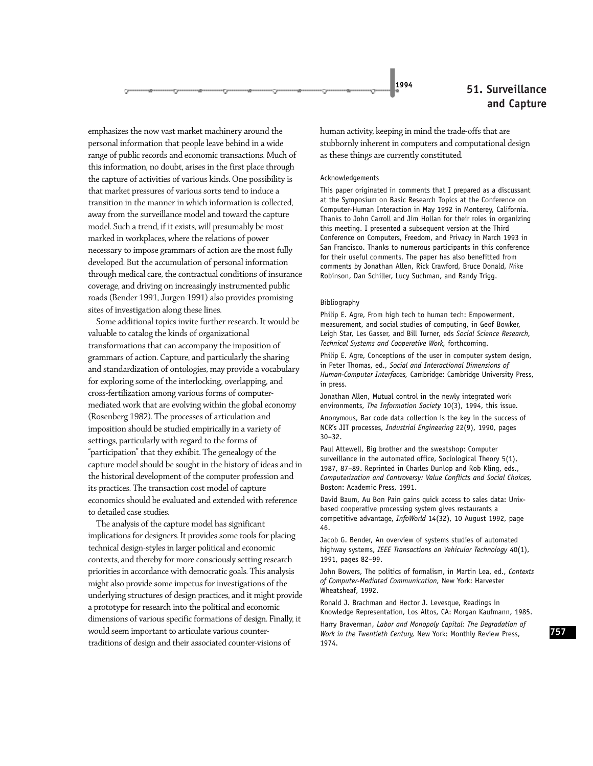emphasizes the now vast market machinery around the personal information that people leave behind in a wide range of public records and economic transactions. Much of this information, no doubt, arises in the first place through the capture of activities of various kinds. One possibility is that market pressures of various sorts tend to induce a transition in the manner in which information is collected, away from the surveillance model and toward the capture model. Such a trend, if it exists, will presumably be most marked in workplaces, where the relations of power necessary to impose grammars of action are the most fully developed. But the accumulation of personal information through medical care, the contractual conditions of insurance coverage, and driving on increasingly instrumented public roads (Bender 1991, Jurgen 1991) also provides promising sites of investigation along these lines.

Some additional topics invite further research. It would be valuable to catalog the kinds of organizational transformations that can accompany the imposition of grammars of action. Capture, and particularly the sharing and standardization of ontologies, may provide a vocabulary for exploring some of the interlocking, overlapping, and cross-fertilization among various forms of computer-mediated work that are evolving within the global economy (Rosenberg 1982). The processes of articulation and imposition should be studied empirically in a variety of settings, particularly with regard to the forms of "participation" that they exhibit. The genealogy of the capture model should be sought in the history of ideas and in the historical development of the computer profession and its practices. The transaction cost model of capture economics should be evaluated and extended with reference to detailed case studies.

The analysis of the capture model has significant implications for designers. It provides some tools for placing technical design-styles in larger political and economic contexts, and thereby for more consciously setting research priorities in accordance with democratic goals. This analysis might also provide some impetus for investigations of the underlying structures of design practices, and it might provide a prototype for research into the political and economic dimensions of various specific formations of design. Finally, it would seem important to articulate various counter-traditions of design and their associated counter-visions of human activity, keeping in mind the trade-offs that are stubbornly inherent in computers and computational design as these things are currently constituted.

### Acknowledgements

This paper originated in comments that I prepared as a discussant at the Symposium on Basic Research Topics at the Conference on Computer-Human Interaction in May 1992 in Monterey, California. Thanks to John Carroll and Jim Hollan for their roles in organizing this meeting. I presented a subsequent version at the Third Conference on Computers, Freedom, and Privacy in March 1993 in San Francisco. Thanks to numerous participants in this conference for their useful comments. The paper has also benefitted from comments by Jonathan Allen, Rick Crawford, Bruce Donald, Mike Robinson, Dan Schiller, Lucy Suchman, and Randy Trigg.

### Bibliography

Philip E. Agre, From high tech to human tech: Empowerment, measurement, and social studies of computing, in Geof Bowker, Leigh Star, Les Gasser, and Bill Turner, eds *Social Science Research, Technical Systems and Cooperative Work,* forthcoming.

Philip E. Agre, Conceptions of the user in computer system design, in Peter Thomas, ed., *Social and Interactional Dimensions of Human-Computer Interfaces,* Cambridge: Cambridge University Press, in press.

Jonathan Allen, Mutual control in the newly integrated work environments, *The Information Society* 10(3), 1994, this issue.

Anonymous, Bar code data collection is the key in the success of NCR's JIT processes, *Industrial Engineering* 22(9), 1990, pages 30–32.

Paul Attewell, Big brother and the sweatshop: Computer surveillance in the automated office, Sociological Theory 5(1), 1987, 87–89. Reprinted in Charles Dunlop and Rob Kling, eds., *Computerization and Controversy: Value Conflicts and Social Choices,* Boston: Academic Press, 1991.

David Baum, Au Bon Pain gains quick access to sales data: Unix-based cooperative processing system gives restaurants a competitive advantage, *InfoWorld* 14(32), 10 August 1992, page 46.

Jacob G. Bender, An overview of systems studies of automated highway systems, *IEEE Transactions on Vehicular Technology* 40(1), 1991, pages 82–99.

John Bowers, The politics of formalism, in Martin Lea, ed., *Contexts of Computer-Mediated Communication,* New York: Harvester Wheatsheaf, 1992.

Ronald J. Brachman and Hector J. Levesque, Readings in Knowledge Representation, Los Altos, CA: Morgan Kaufmann, 1985.

Harry Braverman, *Labor and Monopoly Capital: The Degradation of Work in the Twentieth Century,* New York: Monthly Review Press, 1974.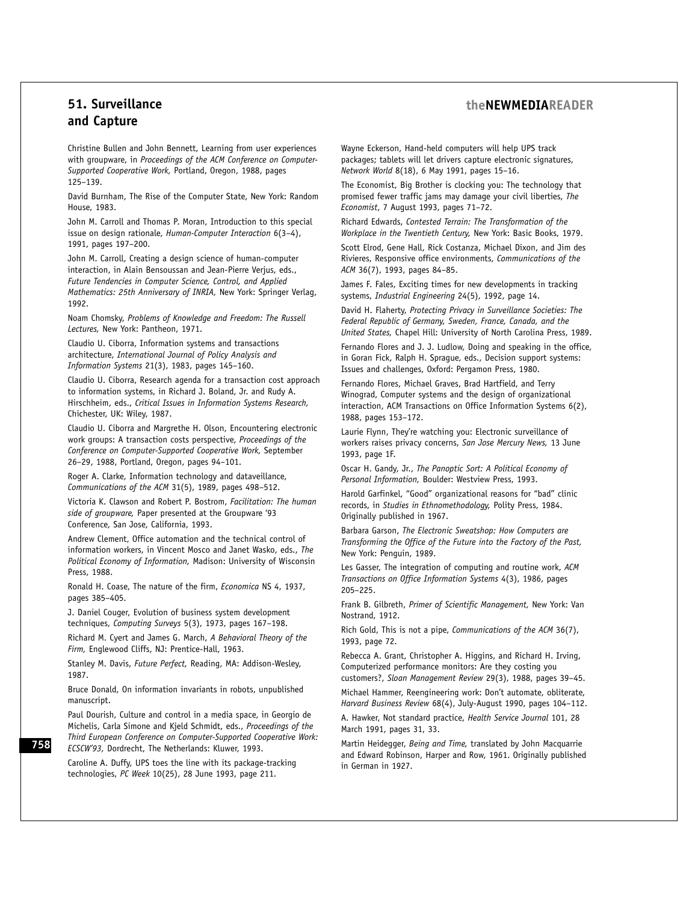Christine Bullen and John Bennett, Learning from user experiences with groupware, in *Proceedings of the ACM Conference on Computer-Supported Cooperative Work,* Portland, Oregon, 1988, pages 125–139.

David Burnham, The Rise of the Computer State, New York: Random House, 1983.

John M. Carroll and Thomas P. Moran, Introduction to this special issue on design rationale, *Human-Computer Interaction* 6(3–4), 1991, pages 197–200.

John M. Carroll, Creating a design science of human-computer interaction, in Alain Bensoussan and Jean-Pierre Verjus, eds., *Future Tendencies in Computer Science, Control, and Applied Mathematics: 25th Anniversary of INRIA,* New York: Springer Verlag, 1992.

Noam Chomsky, *Problems of Knowledge and Freedom: The Russell Lectures,* New York: Pantheon, 1971.

Claudio U. Ciborra, Information systems and transactions architecture, *International Journal of Policy Analysis and Information Systems* 21(3), 1983, pages 145–160.

Claudio U. Ciborra, Research agenda for a transaction cost approach to information systems, in Richard J. Boland, Jr. and Rudy A. Hirschheim, eds., *Critical Issues in Information Systems Research,* Chichester, UK: Wiley, 1987.

Claudio U. Ciborra and Margrethe H. Olson, Encountering electronic work groups: A transaction costs perspective, *Proceedings of the Conference on Computer-Supported Cooperative Work,* September 26–29, 1988, Portland, Oregon, pages 94–101.

Roger A. Clarke, Information technology and dataveillance, *Communications of the ACM* 31(5), 1989, pages 498–512.

Victoria K. Clawson and Robert P. Bostrom, *Facilitation: The human side of groupware,* Paper presented at the Groupware '93 Conference, San Jose, California, 1993.

Andrew Clement, Office automation and the technical control of information workers, in Vincent Mosco and Janet Wasko, eds., *The Political Economy of Information,* Madison: University of Wisconsin Press, 1988.

Ronald H. Coase, The nature of the firm, *Economica* NS 4, 1937, pages 385–405.

J. Daniel Couger, Evolution of business system development techniques, *Computing Surveys* 5(3), 1973, pages 167–198.

Richard M. Cyert and James G. March, *A Behavioral Theory of the Firm,* Englewood Cliffs, NJ: Prentice-Hall, 1963.

Stanley M. Davis, *Future Perfect,* Reading, MA: Addison-Wesley, 1987.

Bruce Donald, On information invariants in robots, unpublished manuscript.

Paul Dourish, Culture and control in a media space, in Georgio de Michelis, Carla Simone and Kjeld Schmidt, eds., *Proceedings of the Third European Conference on Computer-Supported Cooperative Work: ECSCW'93,* Dordrecht, The Netherlands: Kluwer, 1993.

Caroline A. Duffy, UPS toes the line with its package-tracking technologies, *PC Week* 10(25), 28 June 1993, page 211.

Wayne Eckerson, Hand-held computers will help UPS track packages; tablets will let drivers capture electronic signatures, *Network World* 8(18), 6 May 1991, pages 15–16.

The Economist, Big Brother is clocking you: The technology that promised fewer traffic jams may damage your civil liberties, *The Economist,* 7 August 1993, pages 71–72.

Richard Edwards, *Contested Terrain: The Transformation of the Workplace in the Twentieth Century,* New York: Basic Books, 1979.

Scott Elrod, Gene Hall, Rick Costanza, Michael Dixon, and Jim des Rivieres, Responsive office environments, *Communications of the ACM* 36(7), 1993, pages 84–85.

James F. Fales, Exciting times for new developments in tracking systems, *Industrial Engineering* 24(5), 1992, page 14.

David H. Flaherty, *Protecting Privacy in Surveillance Societies: The Federal Republic of Germany, Sweden, France, Canada, and the United States,* Chapel Hill: University of North Carolina Press, 1989.

Fernando Flores and J. J. Ludlow, Doing and speaking in the office, in Goran Fick, Ralph H. Sprague, eds., Decision support systems: Issues and challenges, Oxford: Pergamon Press, 1980.

Fernando Flores, Michael Graves, Brad Hartfield, and Terry Winograd, Computer systems and the design of organizational interaction, ACM Transactions on Office Information Systems 6(2), 1988, pages 153–172.

Laurie Flynn, They're watching you: Electronic surveillance of workers raises privacy concerns, *San Jose Mercury News,* 13 June 1993, page 1F.

Oscar H. Gandy, Jr., *The Panoptic Sort: A Political Economy of Personal Information,* Boulder: Westview Press, 1993.

Harold Garfinkel, "Good" organizational reasons for "bad" clinic records, in *Studies in Ethnomethodology,* Polity Press, 1984. Originally published in 1967.

Barbara Garson, *The Electronic Sweatshop: How Computers are Transforming the Office of the Future into the Factory of the Past,* New York: Penguin, 1989.

Les Gasser, The integration of computing and routine work, *ACM Transactions on Office Information Systems* 4(3), 1986, pages 205–225.

Frank B. Gilbreth, *Primer of Scientific Management,* New York: Van Nostrand, 1912.

Rich Gold, This is not a pipe, *Communications of the ACM* 36(7), 1993, page 72.

Rebecca A. Grant, Christopher A. Higgins, and Richard H. Irving, Computerized performance monitors: Are they costing you customers?, *Sloan Management Review* 29(3), 1988, pages 39–45.

Michael Hammer, Reengineering work: Don't automate, obliterate, *Harvard Business Review* 68(4), July-August 1990, pages 104–112.

A. Hawker, Not standard practice, *Health Service Journal* 101, 28 March 1991, pages 31, 33.

Martin Heidegger, *Being and Time,* translated by John Macquarrie and Edward Robinson, Harper and Row, 1961. Originally published in German in 1927.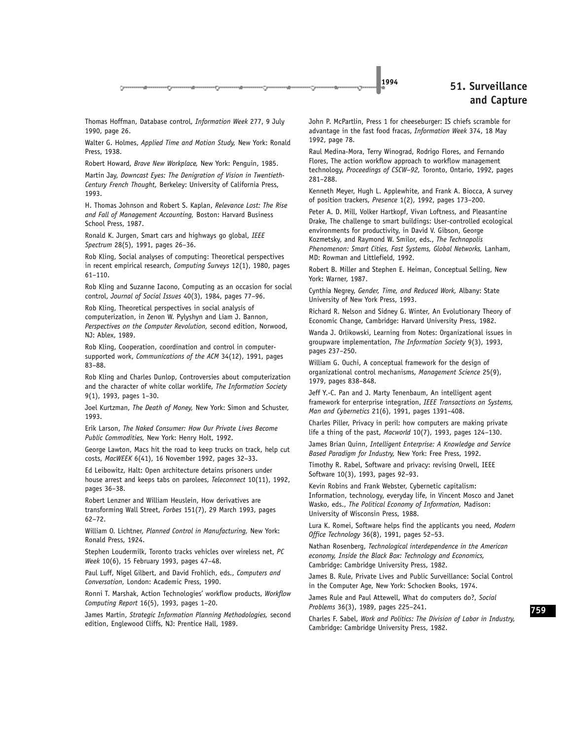Thomas Hoffman, Database control, *Information Week* 277, 9 July 1990, page 26.

Walter G. Holmes, *Applied Time and Motion Study,* New York: Ronald Press, 1938.

Robert Howard, *Brave New Workplace,* New York: Penguin, 1985.

Martin Jay, *Downcast Eyes: The Denigration of Vision in Twentieth-Century French Thought,* Berkeley: University of California Press, 1993.

H. Thomas Johnson and Robert S. Kaplan, *Relevance Lost: The Rise and Fall of Management Accounting,* Boston: Harvard Business School Press, 1987.

Ronald K. Jurgen, Smart cars and highways go global, *IEEE Spectrum* 28(5), 1991, pages 26–36.

Rob Kling, Social analyses of computing: Theoretical perspectives in recent empirical research, *Computing Surveys* 12(1), 1980, pages 61–110.

Rob Kling and Suzanne Iacono, Computing as an occasion for social control, *Journal of Social Issues* 40(3), 1984, pages 77–96.

Rob Kling, Theoretical perspectives in social analysis of computerization, in Zenon W. Pylyshyn and Liam J. Bannon, *Perspectives on the Computer Revolution,* second edition, Norwood, NJ: Ablex, 1989.

Rob Kling, Cooperation, coordination and control in computer-supported work, *Communications of the ACM* 34(12), 1991, pages 83–88.

Rob Kling and Charles Dunlop, Controversies about computerization and the character of white collar worklife, *The Information Society* 9(1), 1993, pages 1–30.

Joel Kurtzman, *The Death of Money,* New York: Simon and Schuster, 1993.

Erik Larson, *The Naked Consumer: How Our Private Lives Become Public Commodities,* New York: Henry Holt, 1992.

George Lawton, Macs hit the road to keep trucks on track, help cut costs, *MacWEEK* 6(41), 16 November 1992, pages 32–33.

Ed Leibowitz, Halt: Open architecture detains prisoners under house arrest and keeps tabs on parolees, *Teleconnect* 10(11), 1992, pages 36–38.

Robert Lenzner and William Heuslein, How derivatives are transforming Wall Street, *Forbes* 151(7), 29 March 1993, pages 62–72.

William O. Lichtner, *Planned Control in Manufacturing,* New York: Ronald Press, 1924.

Stephen Loudermilk, Toronto tracks vehicles over wireless net, *PC Week* 10(6), 15 February 1993, pages 47–48.

Paul Luff, Nigel Gilbert, and David Frohlich, eds., *Computers and Conversation,* London: Academic Press, 1990.

Ronni T. Marshak, Action Technologies' workflow products, *Workflow Computing Report* 16(5), 1993, pages 1–20.

James Martin, *Strategic Information Planning Methodologies,* second edition, Englewood Cliffs, NJ: Prentice Hall, 1989.

John P. McPartlin, Press 1 for cheeseburger: IS chiefs scramble for advantage in the fast food fracas, *Information Week* 374, 18 May 1992, page 78.

Raul Medina-Mora, Terry Winograd, Rodrigo Flores, and Fernando Flores, The action workflow approach to workflow management technology, *Proceedings of CSCW–92,* Toronto, Ontario, 1992, pages 281–288.

Kenneth Meyer, Hugh L. Applewhite, and Frank A. Biocca, A survey of position trackers, *Presence* 1(2), 1992, pages 173–200.

Peter A. D. Mill, Volker Hartkopf, Vivan Loftness, and Pleasantine Drake, The challenge to smart buildings: User-controlled ecological environments for productivity, in David V. Gibson, George Kozmetsky, and Raymond W. Smilor, eds., *The Technopolis Phenomenon: Smart Cities, Fast Systems, Global Networks,* Lanham, MD: Rowman and Littlefield, 1992.

Robert B. Miller and Stephen E. Heiman, Conceptual Selling, New York: Warner, 1987.

Cynthia Negrey, *Gender, Time, and Reduced Work,* Albany: State University of New York Press, 1993.

Richard R. Nelson and Sidney G. Winter, An Evolutionary Theory of Economic Change, Cambridge: Harvard University Press, 1982.

Wanda J. Orlikowski, Learning from Notes: Organizational issues in groupware implementation, *The Information Society* 9(3), 1993, pages 237–250.

William G. Ouchi, A conceptual framework for the design of organizational control mechanisms, *Management Science* 25(9), 1979, pages 838–848.

Jeff Y.-C. Pan and J. Marty Tenenbaum, An intelligent agent framework for enterprise integration, *IEEE Transactions on Systems, Man and Cybernetics* 21(6), 1991, pages 1391–408.

Charles Piller, Privacy in peril: how computers are making private life a thing of the past, *Macworld* 10(7), 1993, pages 124–130.

James Brian Quinn, *Intelligent Enterprise: A Knowledge and Service Based Paradigm for Industry,* New York: Free Press, 1992.

Timothy R. Rabel, Software and privacy: revising Orwell, IEEE Software 10(3), 1993, pages 92–93.

Kevin Robins and Frank Webster, Cybernetic capitalism: Information, technology, everyday life, in Vincent Mosco and Janet Wasko, eds., *The Political Economy of Information,* Madison: University of Wisconsin Press, 1988.

Lura K. Romei, Software helps find the applicants you need, *Modern Office Technology* 36(8), 1991, pages 52–53.

Nathan Rosenberg, *Technological interdependence in the American economy, Inside the Black Box: Technology and Economics,* Cambridge: Cambridge University Press, 1982.

James B. Rule, Private Lives and Public Surveillance: Social Control in the Computer Age, New York: Schocken Books, 1974.

James Rule and Paul Attewell, What do computers do?, *Social Problems* 36(3), 1989, pages 225–241.

Charles F. Sabel, *Work and Politics: The Division of Labor in Industry,* Cambridge: Cambridge University Press, 1982.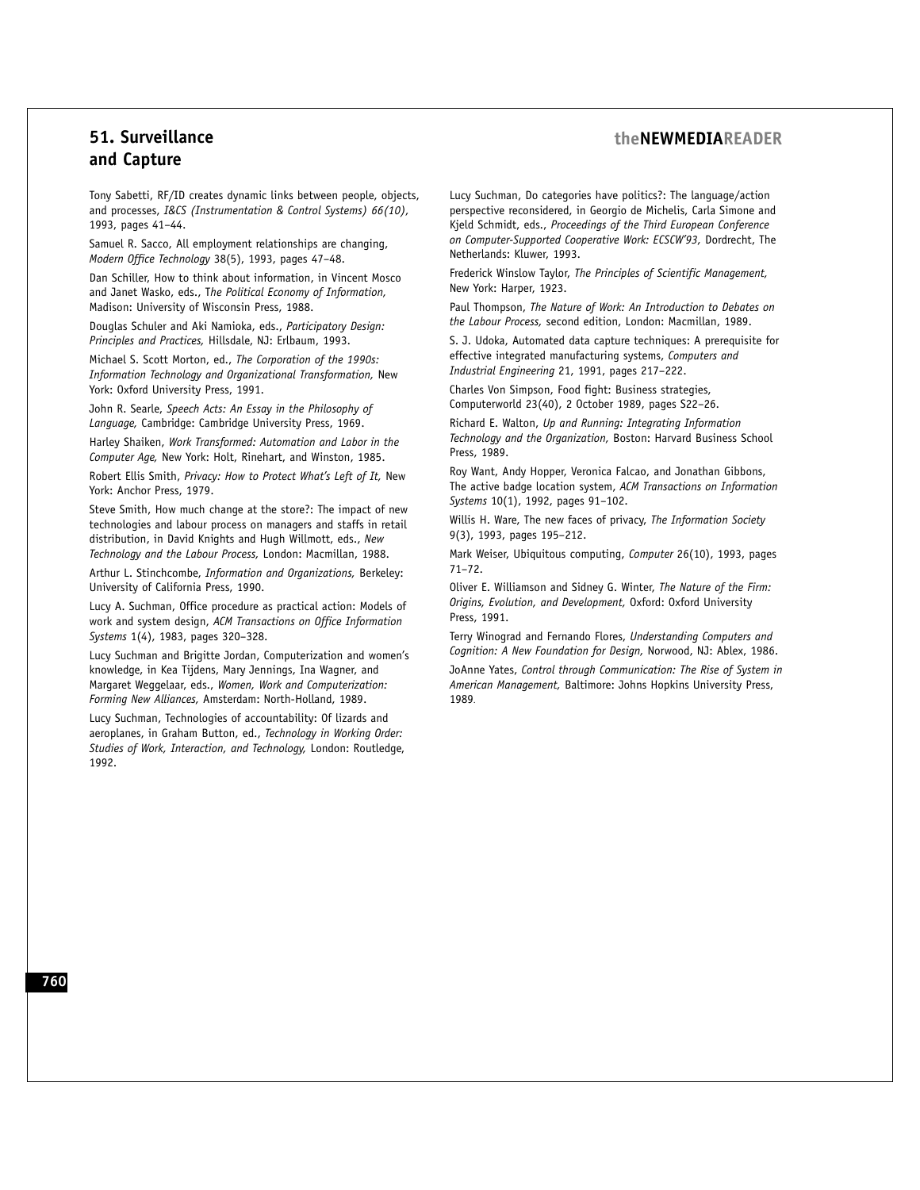Tony Sabetti, RF/ID creates dynamic links between people, objects, and processes, *I&CS (Instrumentation & Control Systems) 66(10)*, 1993, pages 41–44.

Samuel R. Sacco, All employment relationships are changing, *Modern Office Technology* 38(5), 1993, pages 47–48.

Dan Schiller, How to think about information, in Vincent Mosco and Janet Wasko, eds., *The Political Economy of Information,* Madison: University of Wisconsin Press, 1988.

Douglas Schuler and Aki Namioka, eds., *Participatory Design: Principles and Practices,* Hillsdale, NJ: Erlbaum, 1993.

Michael S. Scott Morton, ed., *The Corporation of the 1990s: Information Technology and Organizational Transformation,* New York: Oxford University Press, 1991.

John R. Searle, *Speech Acts: An Essay in the Philosophy of Language,* Cambridge: Cambridge University Press, 1969.

Harley Shaiken, *Work Transformed: Automation and Labor in the Computer Age,* New York: Holt, Rinehart, and Winston, 1985.

Robert Ellis Smith, *Privacy: How to Protect What's Left of It,* New York: Anchor Press, 1979.

Steve Smith, How much change at the store?: The impact of new technologies and labour process on managers and staffs in retail distribution, in David Knights and Hugh Willmott, eds., *New Technology and the Labour Process,* London: Macmillan, 1988.

Arthur L. Stinchcombe, *Information and Organizations,* Berkeley: University of California Press, 1990.

Lucy A. Suchman, Office procedure as practical action: Models of work and system design, *ACM Transactions on Office Information Systems* 1(4), 1983, pages 320–328.

Lucy Suchman and Brigitte Jordan, Computerization and women's knowledge, in Kea Tijdens, Mary Jennings, Ina Wagner, and Margaret Weggelaar, eds., *Women, Work and Computerization: Forming New Alliances,* Amsterdam: North-Holland, 1989.

Lucy Suchman, Technologies of accountability: Of lizards and aeroplanes, in Graham Button, ed., *Technology in Working Order: Studies of Work, Interaction, and Technology,* London: Routledge, 1992.

Lucy Suchman, Do categories have politics?: The language/action perspective reconsidered, in Georgio de Michelis, Carla Simone and Kjeld Schmidt, eds., *Proceedings of the Third European Conference on Computer-Supported Cooperative Work: ECSCW'93,* Dordrecht, The Netherlands: Kluwer, 1993.

Frederick Winslow Taylor, *The Principles of Scientific Management,* New York: Harper, 1923.

Paul Thompson, *The Nature of Work: An Introduction to Debates on the Labour Process,* second edition, London: Macmillan, 1989.

S. J. Udoka, Automated data capture techniques: A prerequisite for effective integrated manufacturing systems, *Computers and Industrial Engineering* 21, 1991, pages 217–222.

Charles Von Simpson, Food fight: Business strategies, Computerworld 23(40), 2 October 1989, pages S22–26.

Richard E. Walton, *Up and Running: Integrating Information Technology and the Organization,* Boston: Harvard Business School Press, 1989.

Roy Want, Andy Hopper, Veronica Falcao, and Jonathan Gibbons, The active badge location system, *ACM Transactions on Information Systems* 10(1), 1992, pages 91–102.

Willis H. Ware, The new faces of privacy, *The Information Society* 9(3), 1993, pages 195–212.

Mark Weiser, Ubiquitous computing, *Computer* 26(10), 1993, pages 71–72.

Oliver E. Williamson and Sidney G. Winter, *The Nature of the Firm: Origins, Evolution, and Development,* Oxford: Oxford University Press, 1991.

Terry Winograd and Fernando Flores, *Understanding Computers and Cognition: A New Foundation for Design,* Norwood, NJ: Ablex, 1986.

JoAnne Yates, *Control through Communication: The Rise of System in American Management,* Baltimore: Johns Hopkins University Press, 1989.